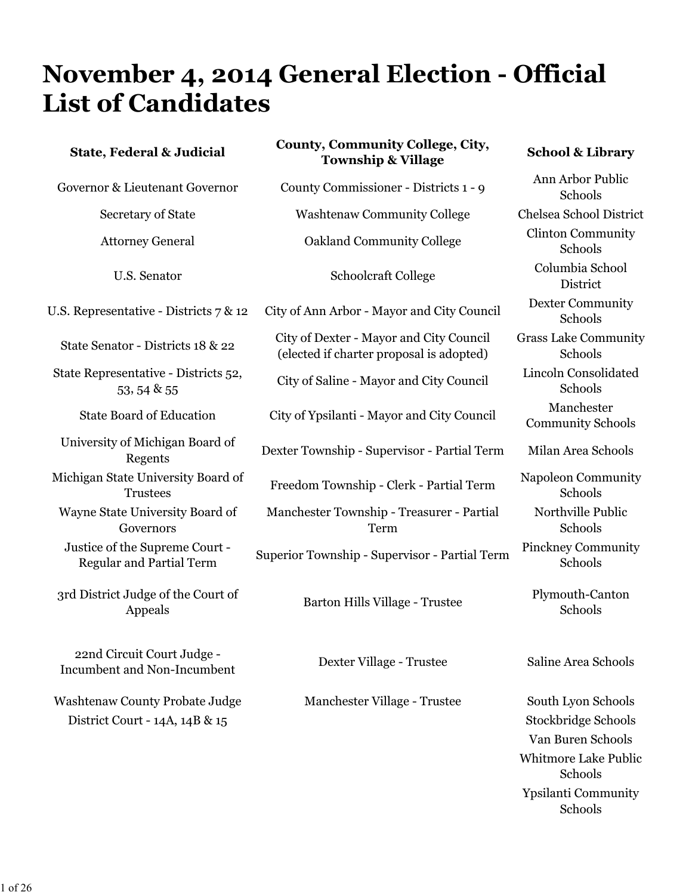# November 4, 2014 General Election - Official List of Candidates

| State, Federal & Judicial | County, Community College, City, Township & Village | School & Library |
|---|---|---|
| Governor & Lieutenant Governor | County Commissioner - Districts 1 - 9 | Ann Arbor Public Schools |
| Secretary of State | Washtenaw Community College | Chelsea School District |
| Attorney General | Oakland Community College | Clinton Community Schools |
| U.S. Senator | Schoolcraft College | Columbia School District |
| U.S. Representative - Districts 7 & 12 | City of Ann Arbor - Mayor and City Council | Dexter Community Schools |
| State Senator - Districts 18 & 22 | City of Dexter - Mayor and City Council (elected if charter proposal is adopted) | Grass Lake Community Schools |
| State Representative - Districts 52, 53, 54 & 55 | City of Saline - Mayor and City Council | Lincoln Consolidated Schools |
| State Board of Education | City of Ypsilanti - Mayor and City Council | Manchester Community Schools |
| University of Michigan Board of Regents | Dexter Township - Supervisor - Partial Term | Milan Area Schools |
| Michigan State University Board of Trustees | Freedom Township - Clerk - Partial Term | Napoleon Community Schools |
| Wayne State University Board of Governors | Manchester Township - Treasurer - Partial Term | Northville Public Schools |
| Justice of the Supreme Court - Regular and Partial Term | Superior Township - Supervisor - Partial Term | Pinckney Community Schools |
| 3rd District Judge of the Court of Appeals | Barton Hills Village - Trustee | Plymouth-Canton Schools |
| 22nd Circuit Court Judge - Incumbent and Non-Incumbent | Dexter Village - Trustee | Saline Area Schools |
| Washtenaw County Probate Judge | Manchester Village - Trustee | South Lyon Schools |
| District Court - 14A, 14B & 15 | | Stockbridge Schools |
| | | Van Buren Schools |
| | | Whitmore Lake Public Schools |
| | | Ypsilanti Community Schools |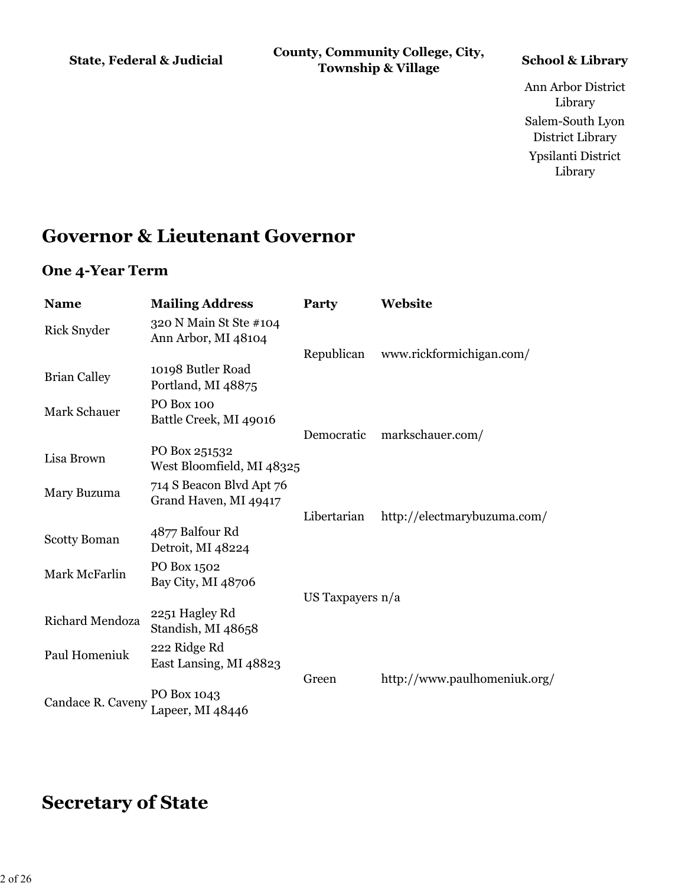| State, Federal & Judicial | County, Community College, City, Township & Village | School & Library |
|---|---|---|
| | | Ann Arbor District Library |
| | | Salem-South Lyon District Library |
| | | Ypsilanti District Library |

## Governor & Lieutenant Governor

### One 4-Year Term

| Name | Mailing Address | Party | Website |
|---|---|---|---|
| Rick Snyder | 320 N Main St Ste #104 Ann Arbor, MI 48104 | Republican | www.rickformichigan.com/ |
| Brian Calley | 10198 Butler Road Portland, MI 48875 | | |
| Mark Schauer | PO Box 100 Battle Creek, MI 49016 | Democratic | markschauer.com/ |
| Lisa Brown | PO Box 251532 West Bloomfield, MI 48325 | | |
| Mary Buzuma | 714 S Beacon Blvd Apt 76 Grand Haven, MI 49417 | Libertarian | http://electmarybuzuma.com/ |
| Scotty Boman | 4877 Balfour Rd Detroit, MI 48224 | | |
| Mark McFarlin | PO Box 1502 Bay City, MI 48706 | US Taxpayers | n/a |
| Richard Mendoza | 2251 Hagley Rd Standish, MI 48658 | | |
| Paul Homeniuk | 222 Ridge Rd East Lansing, MI 48823 | Green | http://www.paulhomeniuk.org/ |
| Candace R. Caveny | PO Box 1043 Lapeer, MI 48446 | | |

## Secretary of State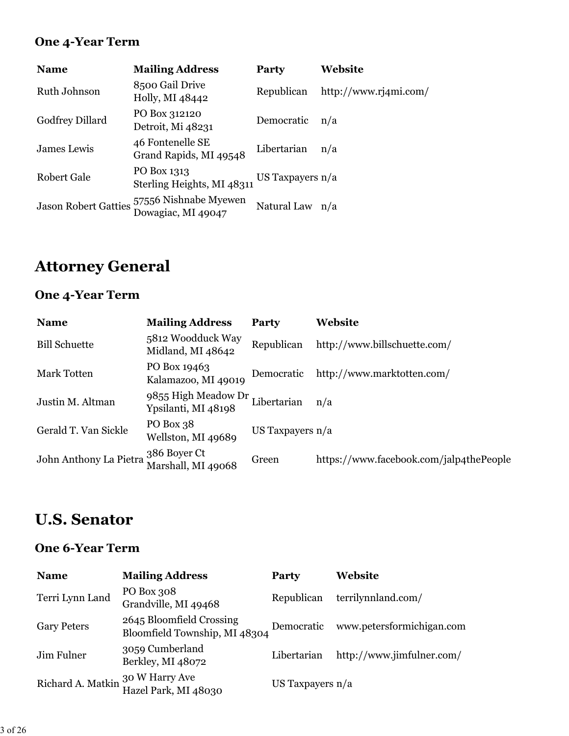### One 4-Year Term

| Name | Mailing Address | Party | Website |
| --- | --- | --- | --- |
| Ruth Johnson | 8500 Gail Drive<br>Holly, MI 48442 | Republican | http://www.rj4mi.com/ |
| Godfrey Dillard | PO Box 312120<br>Detroit, Mi 48231 | Democratic | n/a |
| James Lewis | 46 Fontenelle SE<br>Grand Rapids, MI 49548 | Libertarian | n/a |
| Robert Gale | PO Box 1313<br>Sterling Heights, MI 48311 | US Taxpayers | n/a |
| Jason Robert Gatties | 57556 Nishnabe Myewen<br>Dowagiac, MI 49047 | Natural Law | n/a |

## Attorney General

### One 4-Year Term

| Name | Mailing Address | Party | Website |
| --- | --- | --- | --- |
| Bill Schuette | 5812 Woodduck Way<br>Midland, MI 48642 | Republican | http://www.billschuette.com/ |
| Mark Totten | PO Box 19463<br>Kalamazoo, MI 49019 | Democratic | http://www.marktotten.com/ |
| Justin M. Altman | 9855 High Meadow Dr<br>Ypsilanti, MI 48198 | Libertarian | n/a |
| Gerald T. Van Sickle | PO Box 38<br>Wellston, MI 49689 | US Taxpayers | n/a |
| John Anthony La Pietra | 386 Boyer Ct<br>Marshall, MI 49068 | Green | https://www.facebook.com/jalp4thePeople |

## U.S. Senator

### One 6-Year Term

| Name | Mailing Address | Party | Website |
| --- | --- | --- | --- |
| Terri Lynn Land | PO Box 308<br>Grandville, MI 49468 | Republican | terrilynnland.com/ |
| Gary Peters | 2645 Bloomfield Crossing<br>Bloomfield Township, MI 48304 | Democratic | www.petersformichigan.com |
| Jim Fulner | 3059 Cumberland<br>Berkley, MI 48072 | Libertarian | http://www.jimfulner.com/ |
| Richard A. Matkin | 30 W Harry Ave<br>Hazel Park, MI 48030 | US Taxpayers | n/a |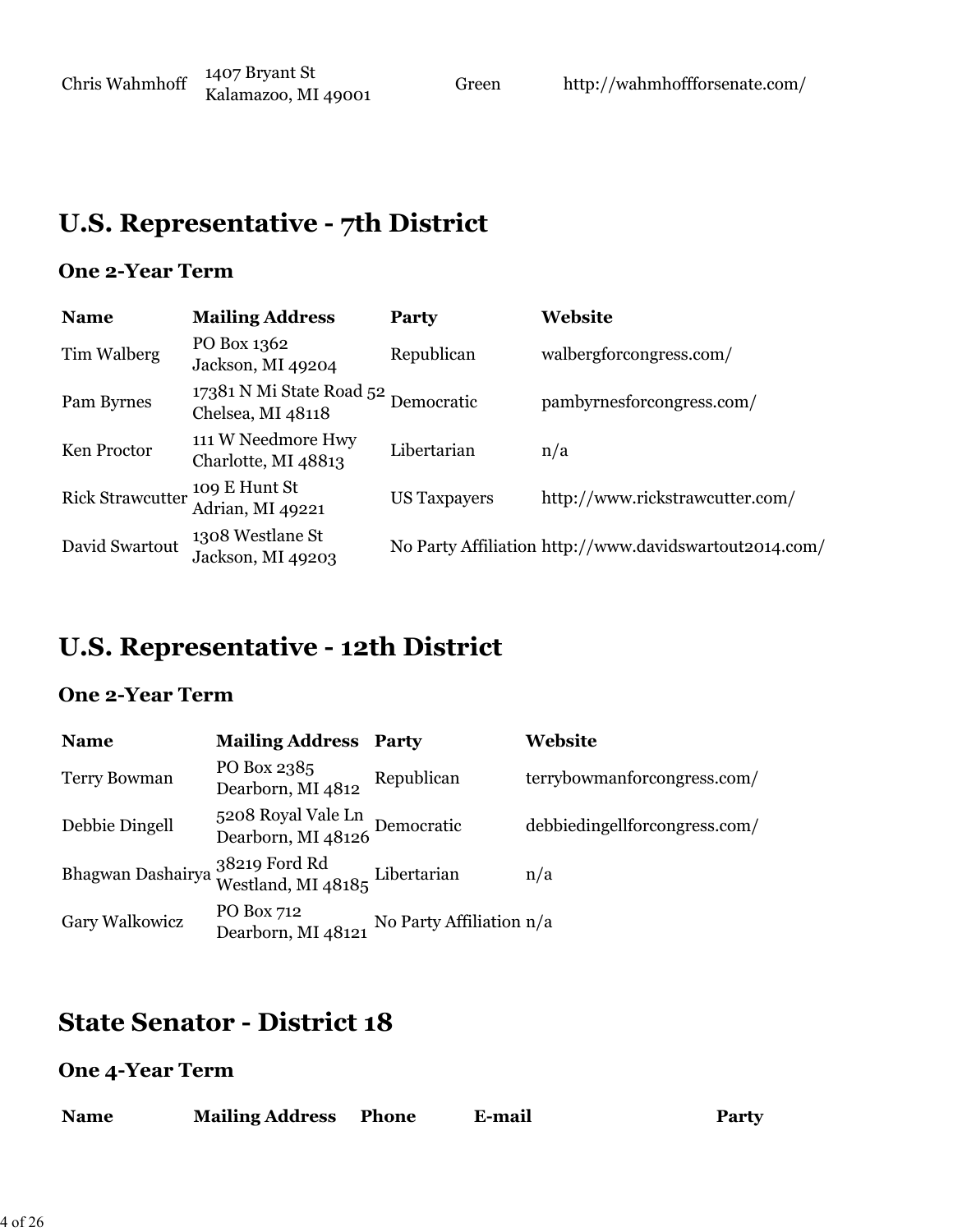| Chris Wahmhoff | 1407 Bryant St<br>Kalamazoo, MI 49001 | Green | http://wahmhoffforsenate.com/ |
|---|---|---|---|

## U.S. Representative - 7th District

### One 2-Year Term

| Name | Mailing Address | Party | Website |
|---|---|---|---|
| Tim Walberg | PO Box 1362<br>Jackson, MI 49204 | Republican | walbergforcongress.com/ |
| Pam Byrnes | 17381 N Mi State Road 52<br>Chelsea, MI 48118 | Democratic | pambyrnesforcongress.com/ |
| Ken Proctor | 111 W Needmore Hwy<br>Charlotte, MI 48813 | Libertarian | n/a |
| Rick Strawcutter | 109 E Hunt St<br>Adrian, MI 49221 | US Taxpayers | http://www.rickstrawcutter.com/ |
| David Swartout | 1308 Westlane St<br>Jackson, MI 49203 | No Party Affiliation | http://www.davidswartout2014.com/ |

## U.S. Representative - 12th District

### One 2-Year Term

| Name | Mailing Address | Party | Website |
|---|---|---|---|
| Terry Bowman | PO Box 2385<br>Dearborn, MI 4812 | Republican | terrybowmanforcongress.com/ |
| Debbie Dingell | 5208 Royal Vale Ln<br>Dearborn, MI 48126 | Democratic | debbiedingellforcongress.com/ |
| Bhagwan Dashairya | 38219 Ford Rd<br>Westland, MI 48185 | Libertarian | n/a |
| Gary Walkowicz | PO Box 712<br>Dearborn, MI 48121 | No Party Affiliation | n/a |

## State Senator - District 18

### One 4-Year Term

| Name | Mailing Address | Phone | E-mail | Party |
|---|---|---|---|---|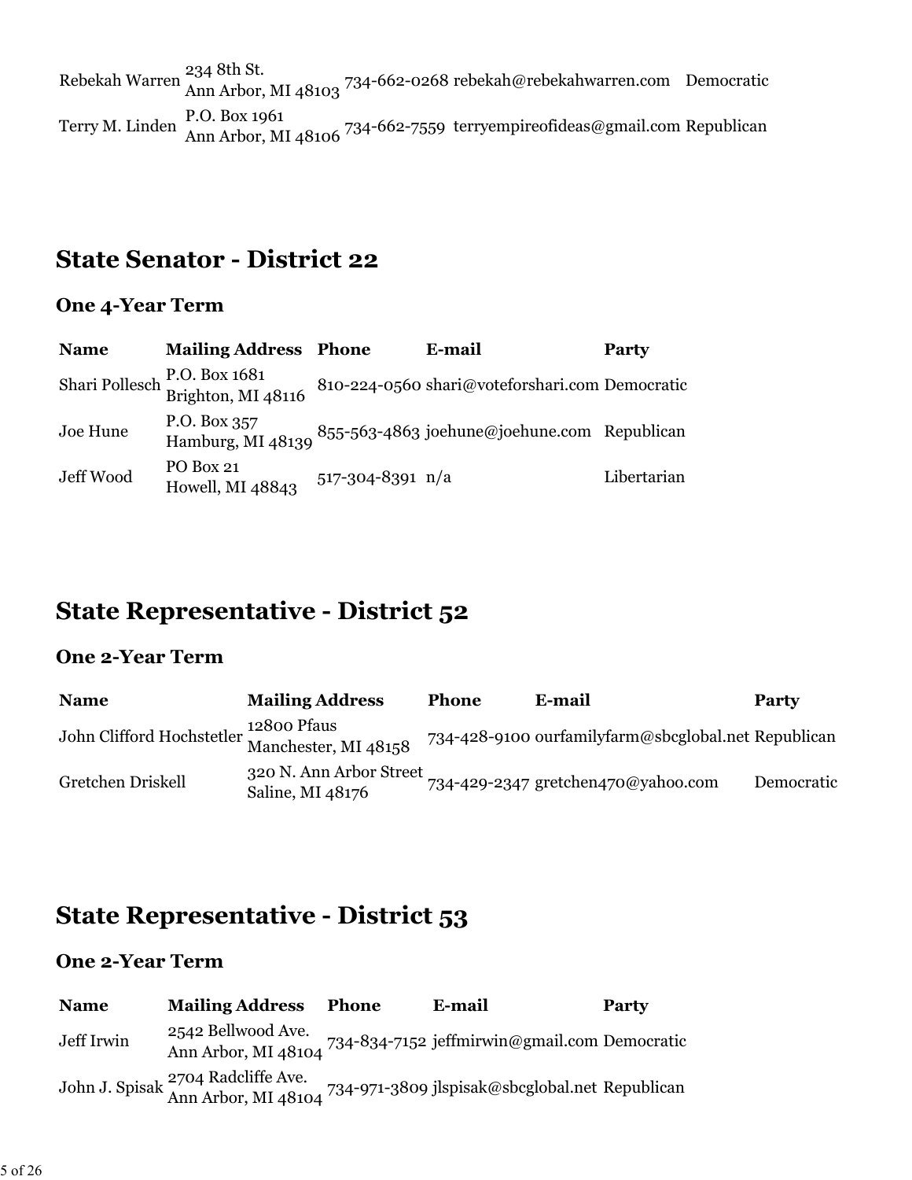| | | | | |
|---|---|---|---|---|
| Rebekah Warren | 234 8th St.<br>Ann Arbor, MI 48103 | 734-662-0268 | rebekah@rebekahwarren.com | Democratic |
| Terry M. Linden | P.O. Box 1961<br>Ann Arbor, MI 48106 | 734-662-7559 | terryempireofideas@gmail.com | Republican |

## State Senator - District 22

### One 4-Year Term

| Name | Mailing Address | Phone | E-mail | Party |
|---|---|---|---|---|
| Shari Pollesch | P.O. Box 1681<br>Brighton, MI 48116 | 810-224-0560 | shari@voteforshari.com | Democratic |
| Joe Hune | P.O. Box 357<br>Hamburg, MI 48139 | 855-563-4863 | joehune@joehune.com | Republican |
| Jeff Wood | PO Box 21<br>Howell, MI 48843 | 517-304-8391 | n/a | Libertarian |

## State Representative - District 52

### One 2-Year Term

| Name | Mailing Address | Phone | E-mail | Party |
|---|---|---|---|---|
| John Clifford Hochstetler | 12800 Pfaus<br>Manchester, MI 48158 | 734-428-9100 | ourfamilyfarm@sbcglobal.net | Republican |
| Gretchen Driskell | 320 N. Ann Arbor Street<br>Saline, MI 48176 | 734-429-2347 | gretchen470@yahoo.com | Democratic |

## State Representative - District 53

### One 2-Year Term

| Name | Mailing Address | Phone | E-mail | Party |
|---|---|---|---|---|
| Jeff Irwin | 2542 Bellwood Ave.<br>Ann Arbor, MI 48104 | 734-834-7152 | jeffmirwin@gmail.com | Democratic |
| John J. Spisak | 2704 Radcliffe Ave.<br>Ann Arbor, MI 48104 | 734-971-3809 | jlspisak@sbcglobal.net | Republican |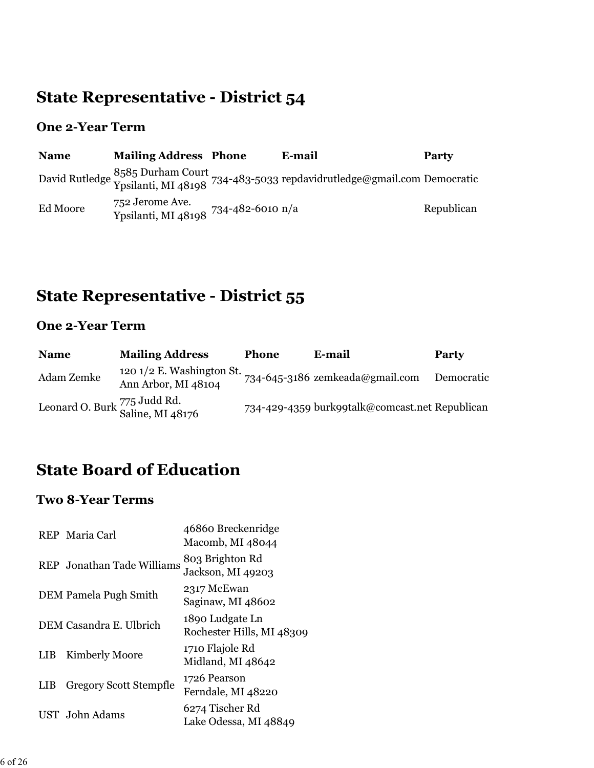## State Representative - District 54

### One 2-Year Term

| Name | Mailing Address | Phone | E-mail | Party |
|---|---|---|---|---|
| David Rutledge | 8585 Durham Court<br>Ypsilanti, MI 48198 | 734-483-5033 | repdavidrutledge@gmail.com | Democratic |
| Ed Moore | 752 Jerome Ave.<br>Ypsilanti, MI 48198 | 734-482-6010 | n/a | Republican |

## State Representative - District 55

### One 2-Year Term

| Name | Mailing Address | Phone | E-mail | Party |
|---|---|---|---|---|
| Adam Zemke | 120 1/2 E. Washington St.<br>Ann Arbor, MI 48104 | 734-645-3186 | zemkeada@gmail.com | Democratic |
| Leonard O. Burk | 775 Judd Rd.<br>Saline, MI 48176 | 734-429-4359 | burk99talk@comcast.net | Republican |

## State Board of Education

### Two 8-Year Terms

| | | |
|---|---|---|
| REP | Maria Carl | 46860 Breckenridge<br>Macomb, MI 48044 |
| REP | Jonathan Tade Williams | 803 Brighton Rd<br>Jackson, MI 49203 |
| DEM | Pamela Pugh Smith | 2317 McEwan<br>Saginaw, MI 48602 |
| DEM | Casandra E. Ulbrich | 1890 Ludgate Ln<br>Rochester Hills, MI 48309 |
| LIB | Kimberly Moore | 1710 Flajole Rd<br>Midland, MI 48642 |
| LIB | Gregory Scott Stempfle | 1726 Pearson<br>Ferndale, MI 48220 |
| UST | John Adams | 6274 Tischer Rd<br>Lake Odessa, MI 48849 |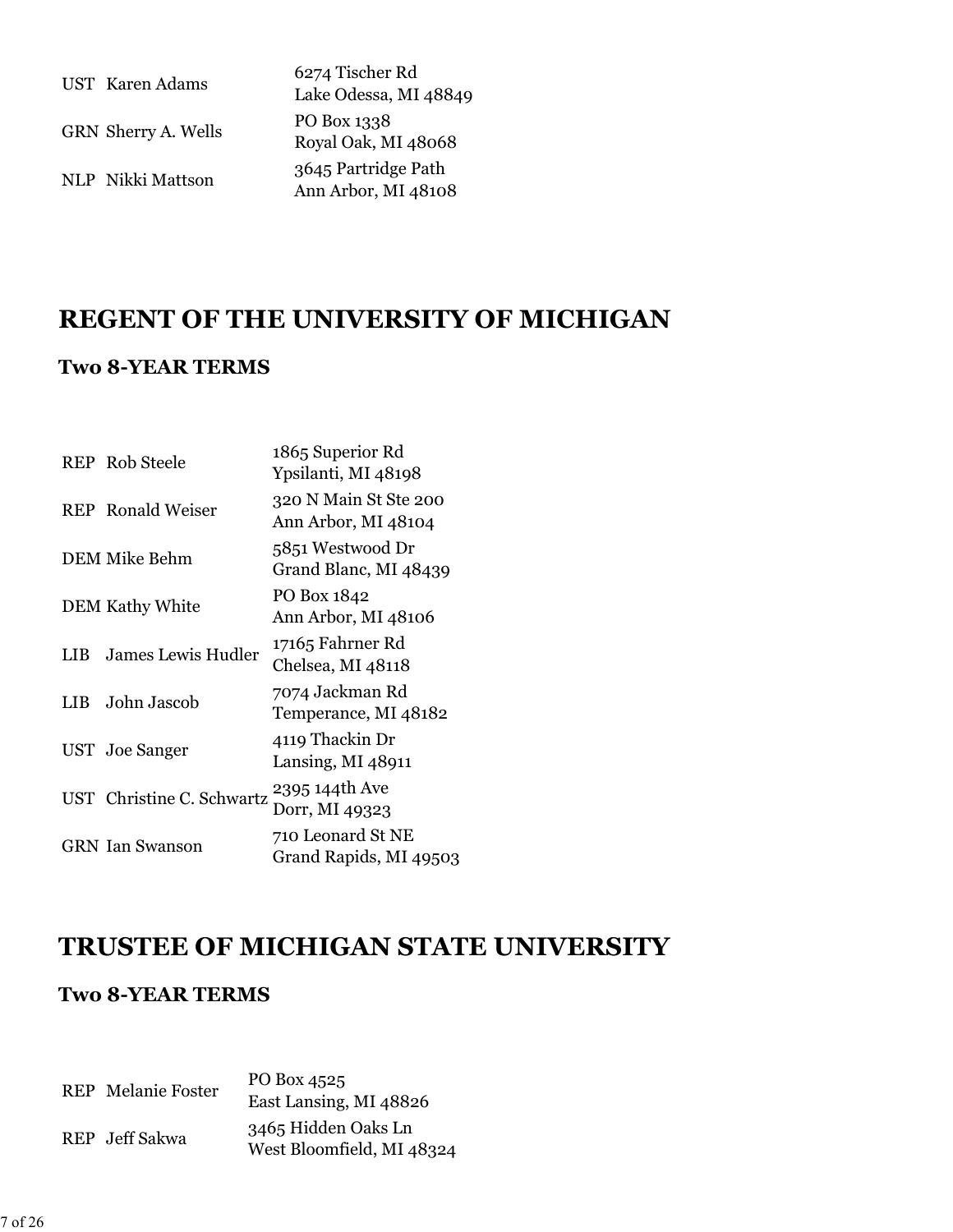| | | |
|---|---|---|
| UST | Karen Adams | 6274 Tischer Rd<br>Lake Odessa, MI 48849 |
| GRN | Sherry A. Wells | PO Box 1338<br>Royal Oak, MI 48068 |
| NLP | Nikki Mattson | 3645 Partridge Path<br>Ann Arbor, MI 48108 |

# REGENT OF THE UNIVERSITY OF MICHIGAN

### Two 8-YEAR TERMS

| | | |
|---|---|---|
| REP | Rob Steele | 1865 Superior Rd<br>Ypsilanti, MI 48198 |
| REP | Ronald Weiser | 320 N Main St Ste 200<br>Ann Arbor, MI 48104 |
| DEM | Mike Behm | 5851 Westwood Dr<br>Grand Blanc, MI 48439 |
| DEM | Kathy White | PO Box 1842<br>Ann Arbor, MI 48106 |
| LIB | James Lewis Hudler | 17165 Fahrner Rd<br>Chelsea, MI 48118 |
| LIB | John Jascob | 7074 Jackman Rd<br>Temperance, MI 48182 |
| UST | Joe Sanger | 4119 Thackin Dr<br>Lansing, MI 48911 |
| UST | Christine C. Schwartz | 2395 144th Ave<br>Dorr, MI 49323 |
| GRN | Ian Swanson | 710 Leonard St NE<br>Grand Rapids, MI 49503 |

# TRUSTEE OF MICHIGAN STATE UNIVERSITY

### Two 8-YEAR TERMS

| | | |
|---|---|---|
| REP | Melanie Foster | PO Box 4525<br>East Lansing, MI 48826 |
| REP | Jeff Sakwa | 3465 Hidden Oaks Ln<br>West Bloomfield, MI 48324 |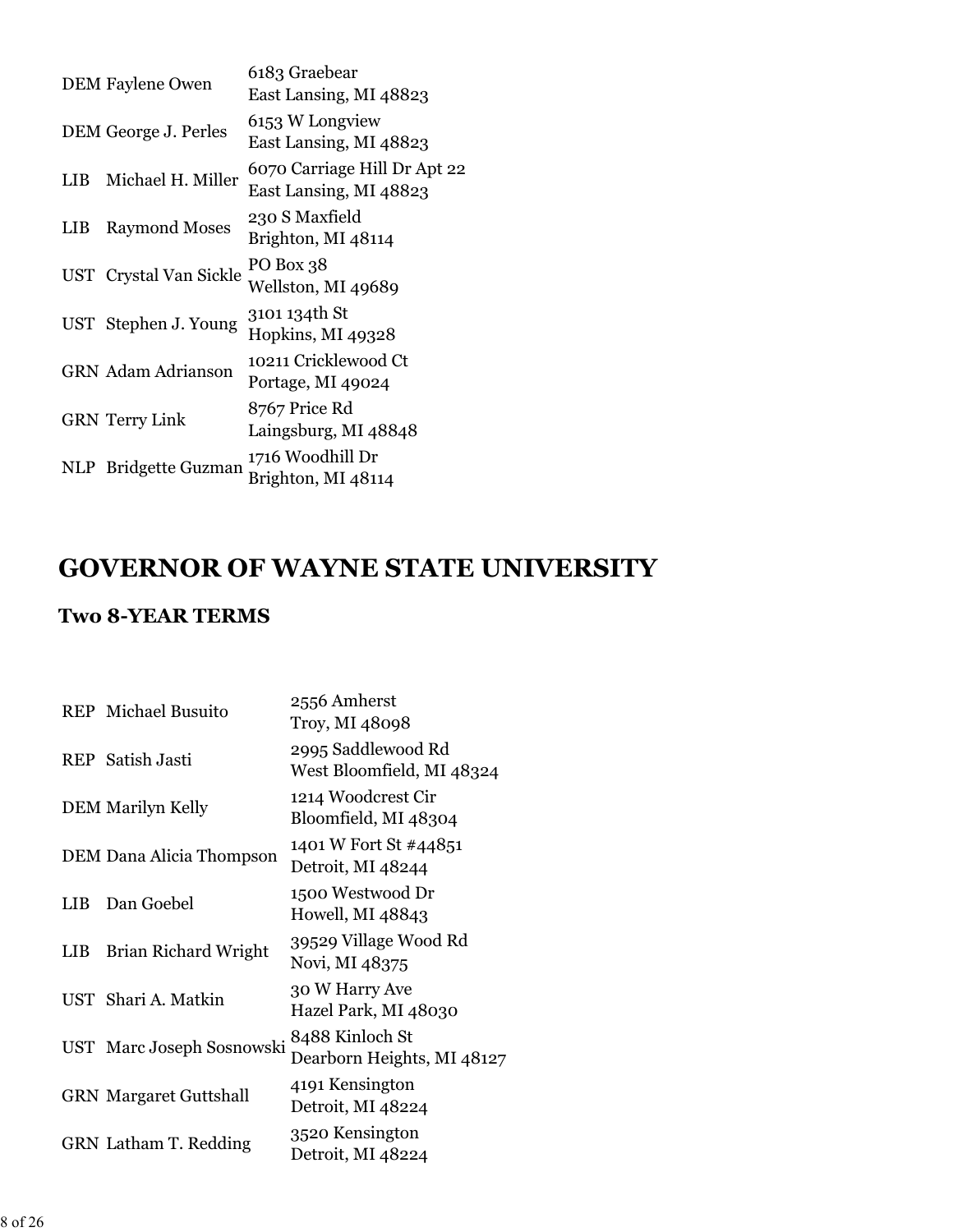| | | |
|---|---|---|
| DEM | Faylene Owen | 6183 Graebear<br>East Lansing, MI 48823 |
| DEM | George J. Perles | 6153 W Longview<br>East Lansing, MI 48823 |
| LIB | Michael H. Miller | 6070 Carriage Hill Dr Apt 22<br>East Lansing, MI 48823 |
| LIB | Raymond Moses | 230 S Maxfield<br>Brighton, MI 48114 |
| UST | Crystal Van Sickle | PO Box 38<br>Wellston, MI 49689 |
| UST | Stephen J. Young | 3101 134th St<br>Hopkins, MI 49328 |
| GRN | Adam Adrianson | 10211 Cricklewood Ct<br>Portage, MI 49024 |
| GRN | Terry Link | 8767 Price Rd<br>Laingsburg, MI 48848 |
| NLP | Bridgette Guzman | 1716 Woodhill Dr<br>Brighton, MI 48114 |

# GOVERNOR OF WAYNE STATE UNIVERSITY

### Two 8-YEAR TERMS

| | | |
|---|---|---|
| REP | Michael Busuito | 2556 Amherst<br>Troy, MI 48098 |
| REP | Satish Jasti | 2995 Saddlewood Rd<br>West Bloomfield, MI 48324 |
| DEM | Marilyn Kelly | 1214 Woodcrest Cir<br>Bloomfield, MI 48304 |
| DEM | Dana Alicia Thompson | 1401 W Fort St #44851<br>Detroit, MI 48244 |
| LIB | Dan Goebel | 1500 Westwood Dr<br>Howell, MI 48843 |
| LIB | Brian Richard Wright | 39529 Village Wood Rd<br>Novi, MI 48375 |
| UST | Shari A. Matkin | 30 W Harry Ave<br>Hazel Park, MI 48030 |
| UST | Marc Joseph Sosnowski | 8488 Kinloch St<br>Dearborn Heights, MI 48127 |
| GRN | Margaret Guttshall | 4191 Kensington<br>Detroit, MI 48224 |
| GRN | Latham T. Redding | 3520 Kensington<br>Detroit, MI 48224 |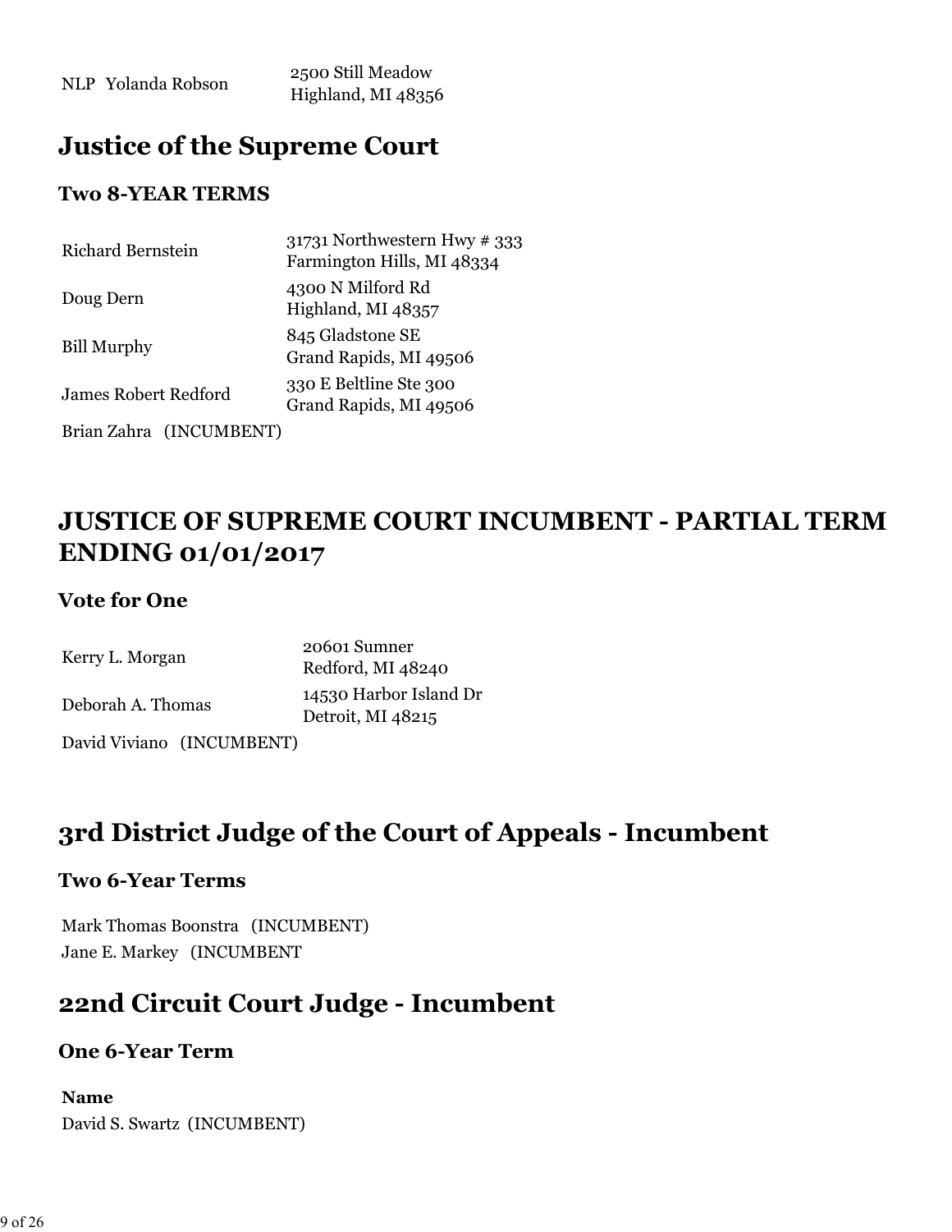| | |
|---|---|
| NLP Yolanda Robson | 2500 Still Meadow<br>Highland, MI 48356 |

## Justice of the Supreme Court

### Two 8-YEAR TERMS

| | |
|---|---|
| Richard Bernstein | 31731 Northwestern Hwy # 333<br>Farmington Hills, MI 48334 |
| Doug Dern | 4300 N Milford Rd<br>Highland, MI 48357 |
| Bill Murphy | 845 Gladstone SE<br>Grand Rapids, MI 49506 |
| James Robert Redford | 330 E Beltline Ste 300<br>Grand Rapids, MI 49506 |
| Brian Zahra (INCUMBENT) | |

## JUSTICE OF SUPREME COURT INCUMBENT - PARTIAL TERM ENDING 01/01/2017

### Vote for One

| | |
|---|---|
| Kerry L. Morgan | 20601 Sumner<br>Redford, MI 48240 |
| Deborah A. Thomas | 14530 Harbor Island Dr<br>Detroit, MI 48215 |
| David Viviano (INCUMBENT) | |

## 3rd District Judge of the Court of Appeals - Incumbent

### Two 6-Year Terms

Mark Thomas Boonstra (INCUMBENT)
Jane E. Markey (INCUMBENT

## 22nd Circuit Court Judge - Incumbent

### One 6-Year Term

**Name**
David S. Swartz (INCUMBENT)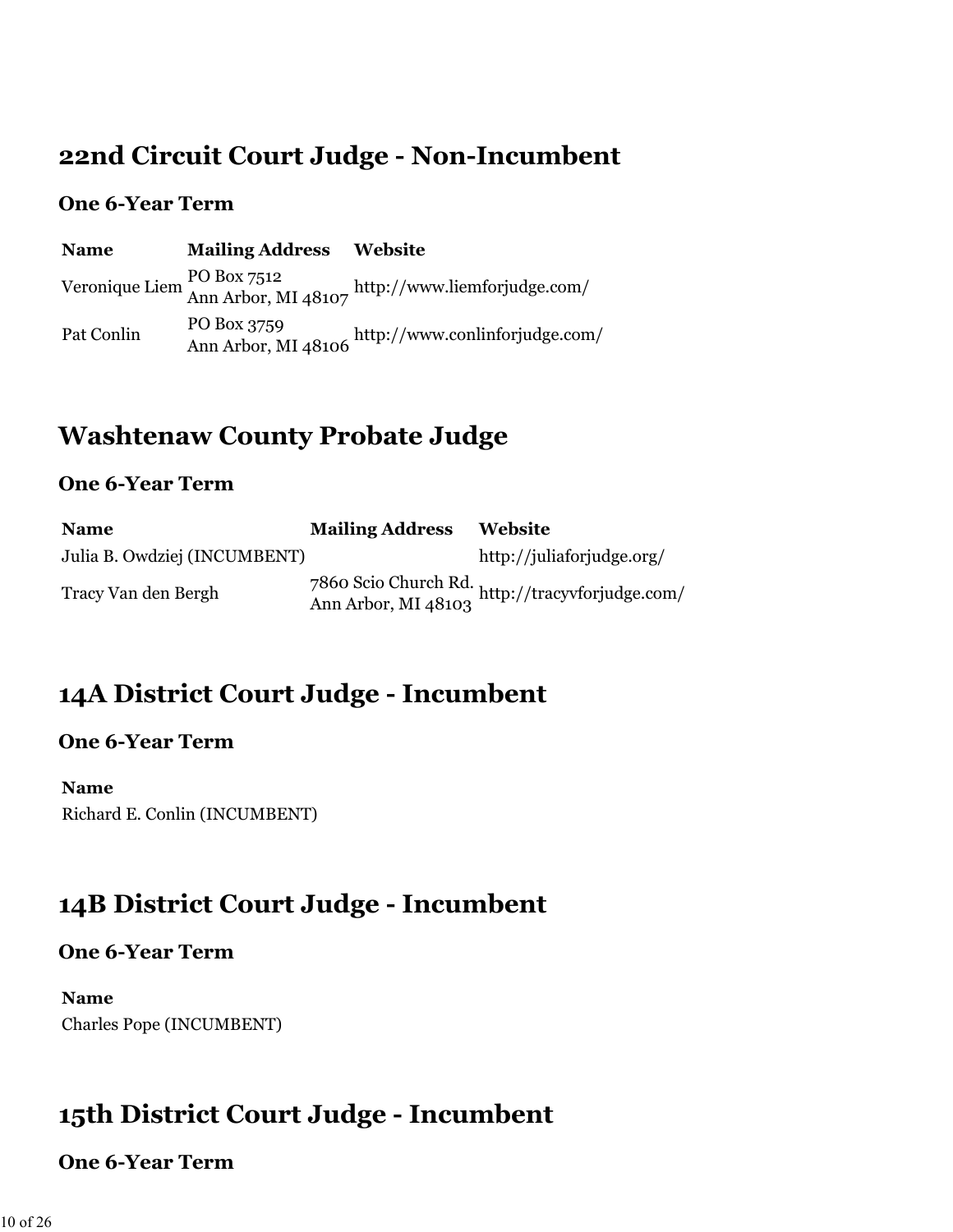## 22nd Circuit Court Judge - Non-Incumbent

### One 6-Year Term

| Name | Mailing Address | Website |
|---|---|---|
| Veronique Liem | PO Box 7512<br>Ann Arbor, MI 48107 | http://www.liemforjudge.com/ |
| Pat Conlin | PO Box 3759<br>Ann Arbor, MI 48106 | http://www.conlinforjudge.com/ |

## Washtenaw County Probate Judge

### One 6-Year Term

| Name | Mailing Address | Website |
|---|---|---|
| Julia B. Owdziej (INCUMBENT) | | http://juliaforjudge.org/ |
| Tracy Van den Bergh | 7860 Scio Church Rd.<br>Ann Arbor, MI 48103 | http://tracyvforjudge.com/ |

## 14A District Court Judge - Incumbent

### One 6-Year Term

| Name |
|---|
| Richard E. Conlin (INCUMBENT) |

## 14B District Court Judge - Incumbent

### One 6-Year Term

| Name |
|---|
| Charles Pope (INCUMBENT) |

## 15th District Court Judge - Incumbent

### One 6-Year Term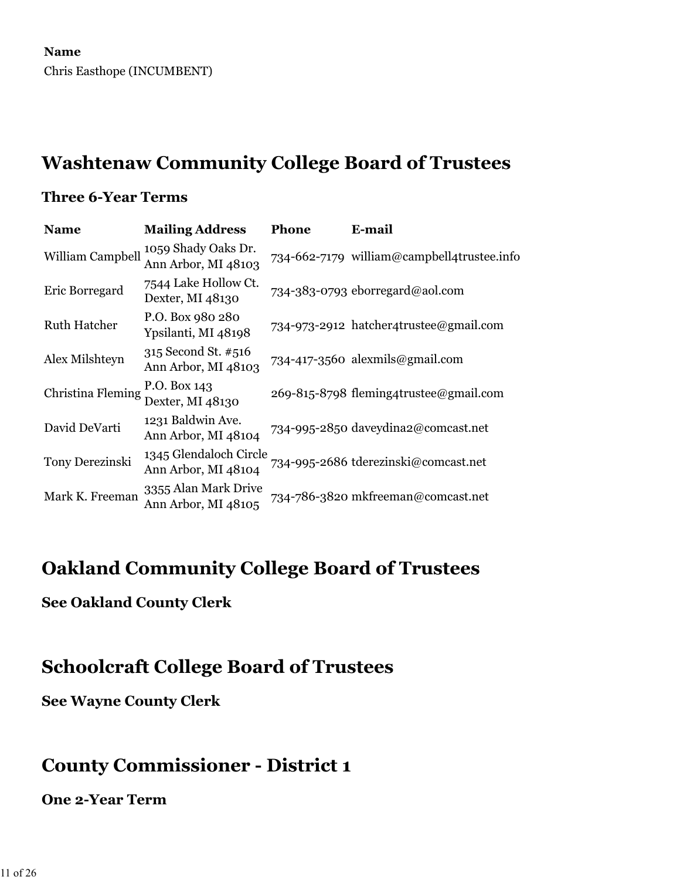| Name |
| --- |
| Chris Easthope (INCUMBENT) |

## Washtenaw Community College Board of Trustees

### Three 6-Year Terms

| Name | Mailing Address | Phone | E-mail |
| --- | --- | --- | --- |
| William Campbell | 1059 Shady Oaks Dr. Ann Arbor, MI 48103 | 734-662-7179 | william@campbell4trustee.info |
| Eric Borregard | 7544 Lake Hollow Ct. Dexter, MI 48130 | 734-383-0793 | eborregard@aol.com |
| Ruth Hatcher | P.O. Box 980 280 Ypsilanti, MI 48198 | 734-973-2912 | hatcher4trustee@gmail.com |
| Alex Milshteyn | 315 Second St. #516 Ann Arbor, MI 48103 | 734-417-3560 | alexmils@gmail.com |
| Christina Fleming | P.O. Box 143 Dexter, MI 48130 | 269-815-8798 | fleming4trustee@gmail.com |
| David DeVarti | 1231 Baldwin Ave. Ann Arbor, MI 48104 | 734-995-2850 | daveydina2@comcast.net |
| Tony Derezinski | 1345 Glendaloch Circle Ann Arbor, MI 48104 | 734-995-2686 | tderezinski@comcast.net |
| Mark K. Freeman | 3355 Alan Mark Drive Ann Arbor, MI 48105 | 734-786-3820 | mkfreeman@comcast.net |

## Oakland Community College Board of Trustees

### See Oakland County Clerk

## Schoolcraft College Board of Trustees

### See Wayne County Clerk

## County Commissioner - District 1

### One 2-Year Term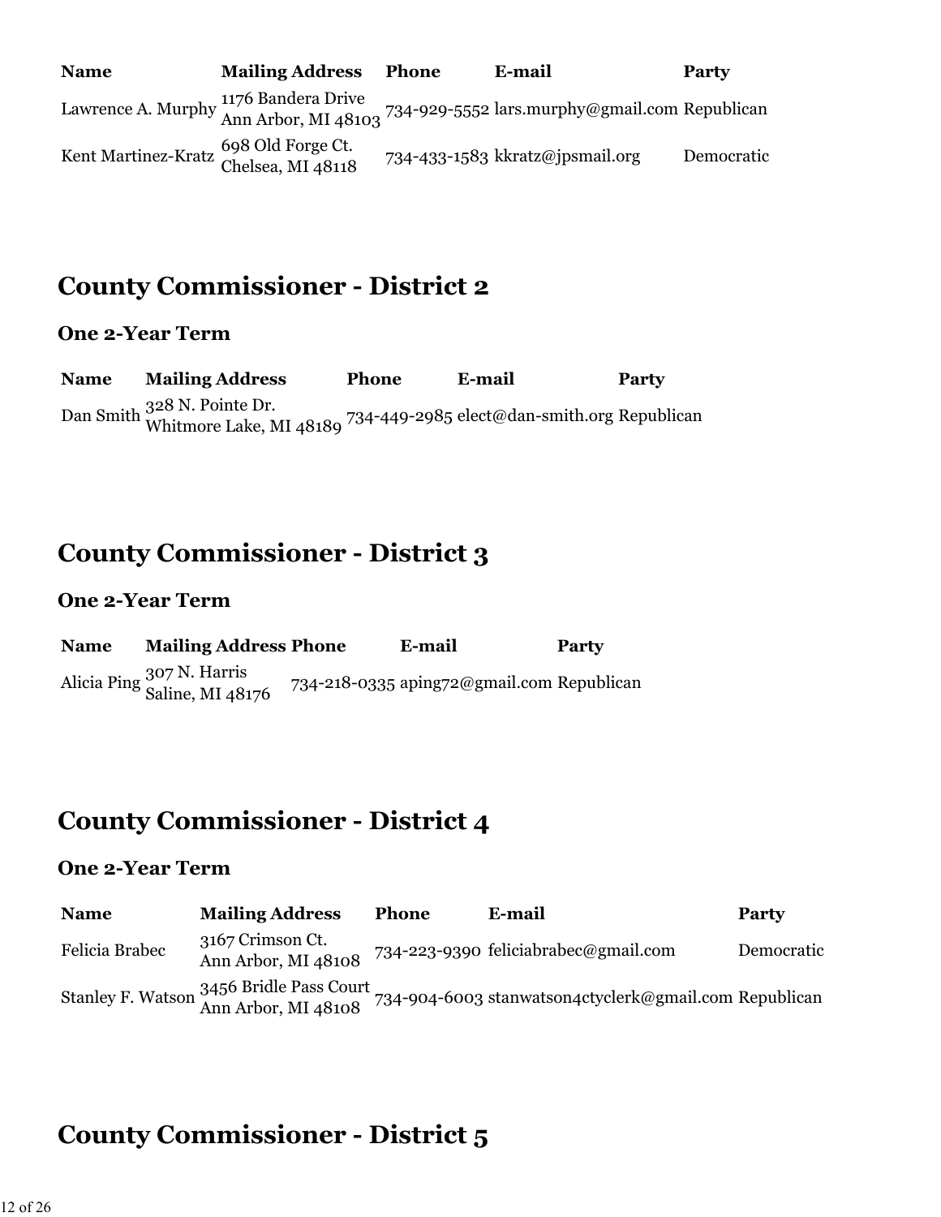| Name | Mailing Address | Phone | E-mail | Party |
| --- | --- | --- | --- | --- |
| Lawrence A. Murphy | 1176 Bandera Drive Ann Arbor, MI 48103 | 734-929-5552 | lars.murphy@gmail.com | Republican |
| Kent Martinez-Kratz | 698 Old Forge Ct. Chelsea, MI 48118 | 734-433-1583 | kkratz@jpsmail.org | Democratic |

## County Commissioner - District 2

### One 2-Year Term

| Name | Mailing Address | Phone | E-mail | Party |
| --- | --- | --- | --- | --- |
| Dan Smith | 328 N. Pointe Dr. Whitmore Lake, MI 48189 | 734-449-2985 | elect@dan-smith.org | Republican |

## County Commissioner - District 3

### One 2-Year Term

| Name | Mailing Address | Phone | E-mail | Party |
| --- | --- | --- | --- | --- |
| Alicia Ping | 307 N. Harris Saline, MI 48176 | 734-218-0335 | aping72@gmail.com | Republican |

## County Commissioner - District 4

### One 2-Year Term

| Name | Mailing Address | Phone | E-mail | Party |
| --- | --- | --- | --- | --- |
| Felicia Brabec | 3167 Crimson Ct. Ann Arbor, MI 48108 | 734-223-9390 | feliciabrabec@gmail.com | Democratic |
| Stanley F. Watson | 3456 Bridle Pass Court Ann Arbor, MI 48108 | 734-904-6003 | stanwatson4ctyclerk@gmail.com | Republican |

## County Commissioner - District 5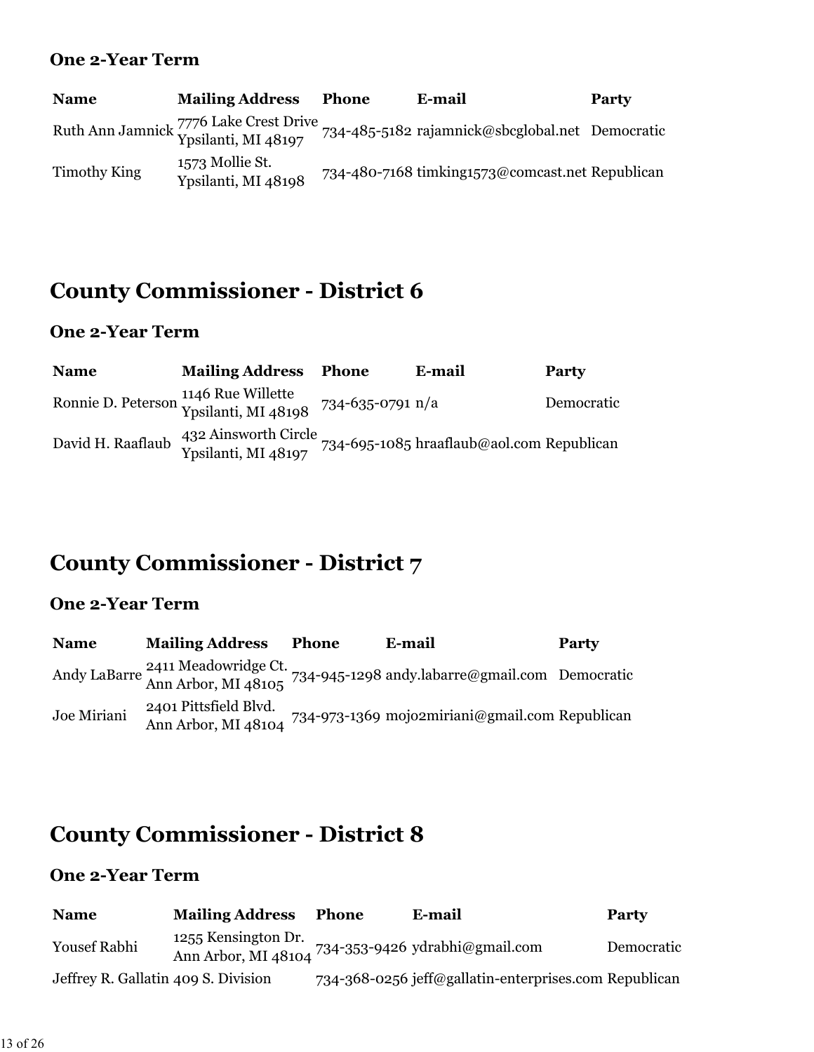### One 2-Year Term

| Name | Mailing Address | Phone | E-mail | Party |
|---|---|---|---|---|
| Ruth Ann Jamnick | 7776 Lake Crest Drive Ypsilanti, MI 48197 | 734-485-5182 | rajamnick@sbcglobal.net | Democratic |
| Timothy King | 1573 Mollie St. Ypsilanti, MI 48198 | 734-480-7168 | timking1573@comcast.net | Republican |

## County Commissioner - District 6

### One 2-Year Term

| Name | Mailing Address | Phone | E-mail | Party |
|---|---|---|---|---|
| Ronnie D. Peterson | 1146 Rue Willette Ypsilanti, MI 48198 | 734-635-0791 | n/a | Democratic |
| David H. Raaflaub | 432 Ainsworth Circle Ypsilanti, MI 48197 | 734-695-1085 | hraaflaub@aol.com | Republican |

## County Commissioner - District 7

### One 2-Year Term

| Name | Mailing Address | Phone | E-mail | Party |
|---|---|---|---|---|
| Andy LaBarre | 2411 Meadowridge Ct. Ann Arbor, MI 48105 | 734-945-1298 | andy.labarre@gmail.com | Democratic |
| Joe Miriani | 2401 Pittsfield Blvd. Ann Arbor, MI 48104 | 734-973-1369 | mojo2miriani@gmail.com | Republican |

## County Commissioner - District 8

### One 2-Year Term

| Name | Mailing Address | Phone | E-mail | Party |
|---|---|---|---|---|
| Yousef Rabhi | 1255 Kensington Dr. Ann Arbor, MI 48104 | 734-353-9426 | ydrabhi@gmail.com | Democratic |
| Jeffrey R. Gallatin | 409 S. Division | 734-368-0256 | jeff@gallatin-enterprises.com | Republican |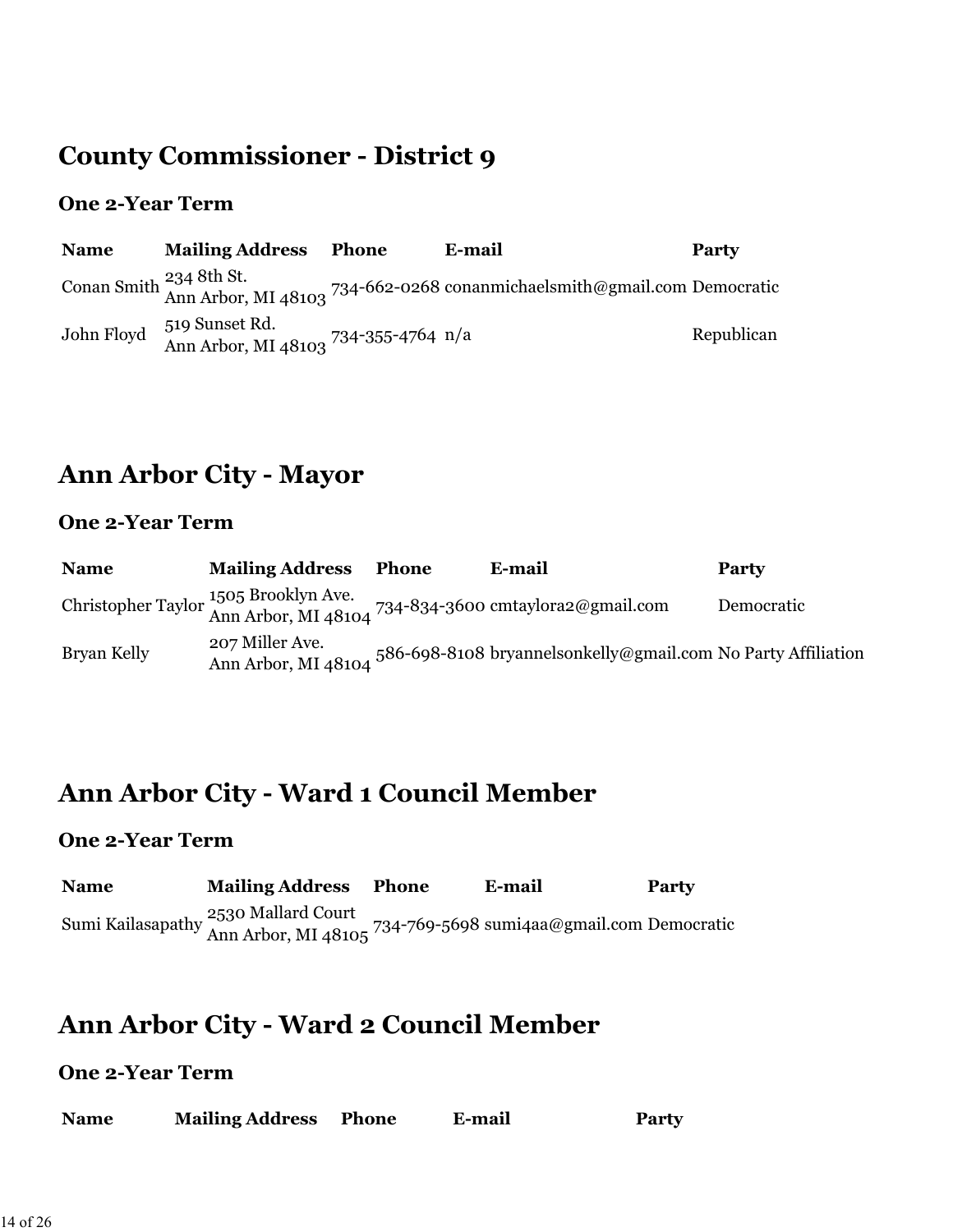## County Commissioner - District 9

### One 2-Year Term

| Name | Mailing Address | Phone | E-mail | Party |
|---|---|---|---|---|
| Conan Smith | 234 8th St.<br>Ann Arbor, MI 48103 | 734-662-0268 | conanmichaelsmith@gmail.com | Democratic |
| John Floyd | 519 Sunset Rd.<br>Ann Arbor, MI 48103 | 734-355-4764 | n/a | Republican |

## Ann Arbor City - Mayor

### One 2-Year Term

| Name | Mailing Address | Phone | E-mail | Party |
|---|---|---|---|---|
| Christopher Taylor | 1505 Brooklyn Ave.<br>Ann Arbor, MI 48104 | 734-834-3600 | cmtaylora2@gmail.com | Democratic |
| Bryan Kelly | 207 Miller Ave.<br>Ann Arbor, MI 48104 | 586-698-8108 | bryannelsonkelly@gmail.com | No Party Affiliation |

## Ann Arbor City - Ward 1 Council Member

### One 2-Year Term

| Name | Mailing Address | Phone | E-mail | Party |
|---|---|---|---|---|
| Sumi Kailasapathy | 2530 Mallard Court<br>Ann Arbor, MI 48105 | 734-769-5698 | sumi4aa@gmail.com | Democratic |

## Ann Arbor City - Ward 2 Council Member

### One 2-Year Term

| Name | Mailing Address | Phone | E-mail | Party |
|---|---|---|---|---|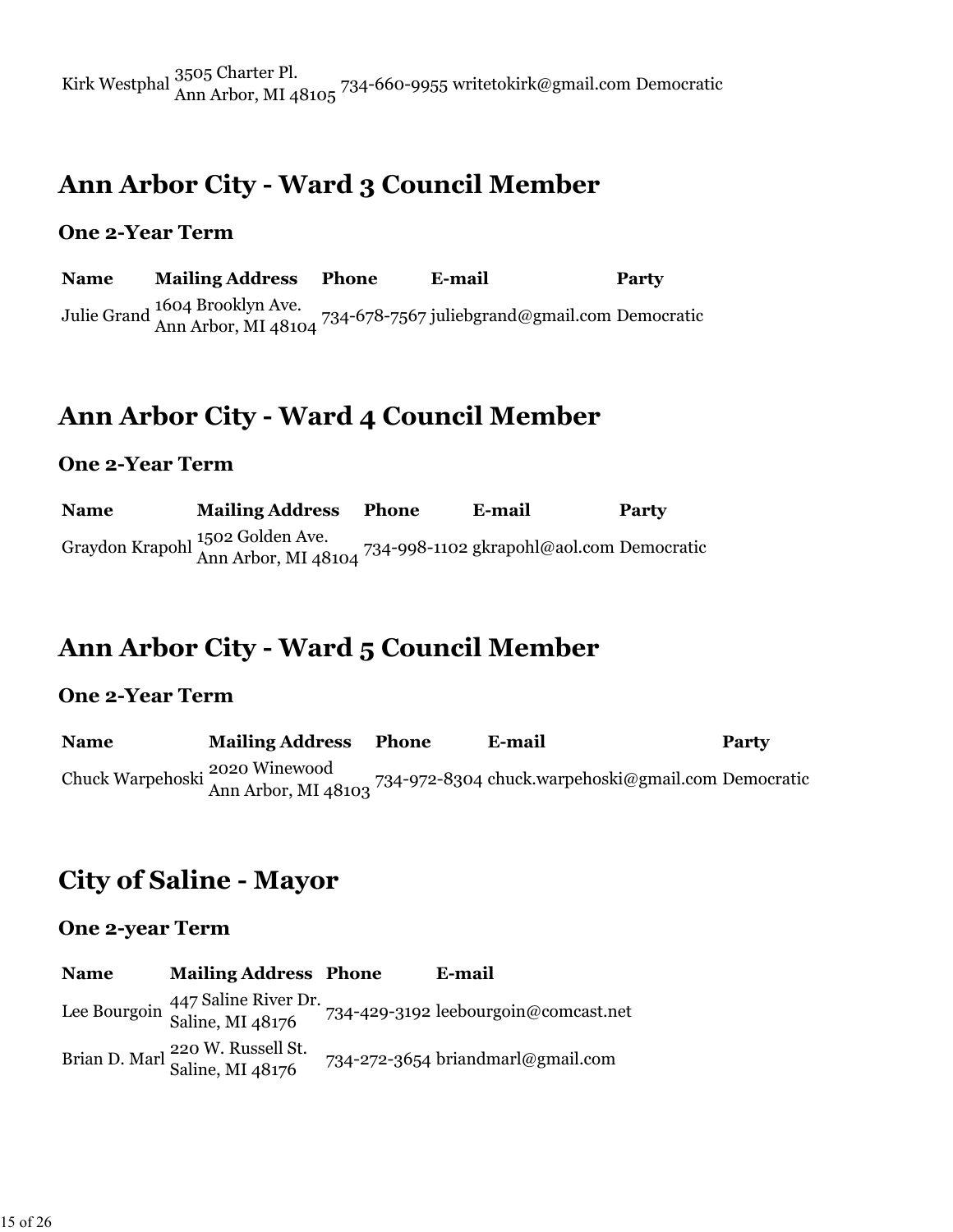| | | | | |
|---|---|---|---|---|
| Kirk Westphal | 3505 Charter Pl.<br>Ann Arbor, MI 48105 | 734-660-9955 | writetokirk@gmail.com | Democratic |

## Ann Arbor City - Ward 3 Council Member

### One 2-Year Term

| Name | Mailing Address | Phone | E-mail | Party |
|---|---|---|---|---|
| Julie Grand | 1604 Brooklyn Ave.<br>Ann Arbor, MI 48104 | 734-678-7567 | juliebgrand@gmail.com | Democratic |

## Ann Arbor City - Ward 4 Council Member

### One 2-Year Term

| Name | Mailing Address | Phone | E-mail | Party |
|---|---|---|---|---|
| Graydon Krapohl | 1502 Golden Ave.<br>Ann Arbor, MI 48104 | 734-998-1102 | gkrapohl@aol.com | Democratic |

## Ann Arbor City - Ward 5 Council Member

### One 2-Year Term

| Name | Mailing Address | Phone | E-mail | Party |
|---|---|---|---|---|
| Chuck Warpehoski | 2020 Winewood<br>Ann Arbor, MI 48103 | 734-972-8304 | chuck.warpehoski@gmail.com | Democratic |

## City of Saline - Mayor

### One 2-year Term

| Name | Mailing Address | Phone | E-mail |
|---|---|---|---|
| Lee Bourgoin | 447 Saline River Dr.<br>Saline, MI 48176 | 734-429-3192 | leebourgoin@comcast.net |
| Brian D. Marl | 220 W. Russell St.<br>Saline, MI 48176 | 734-272-3654 | briandmarl@gmail.com |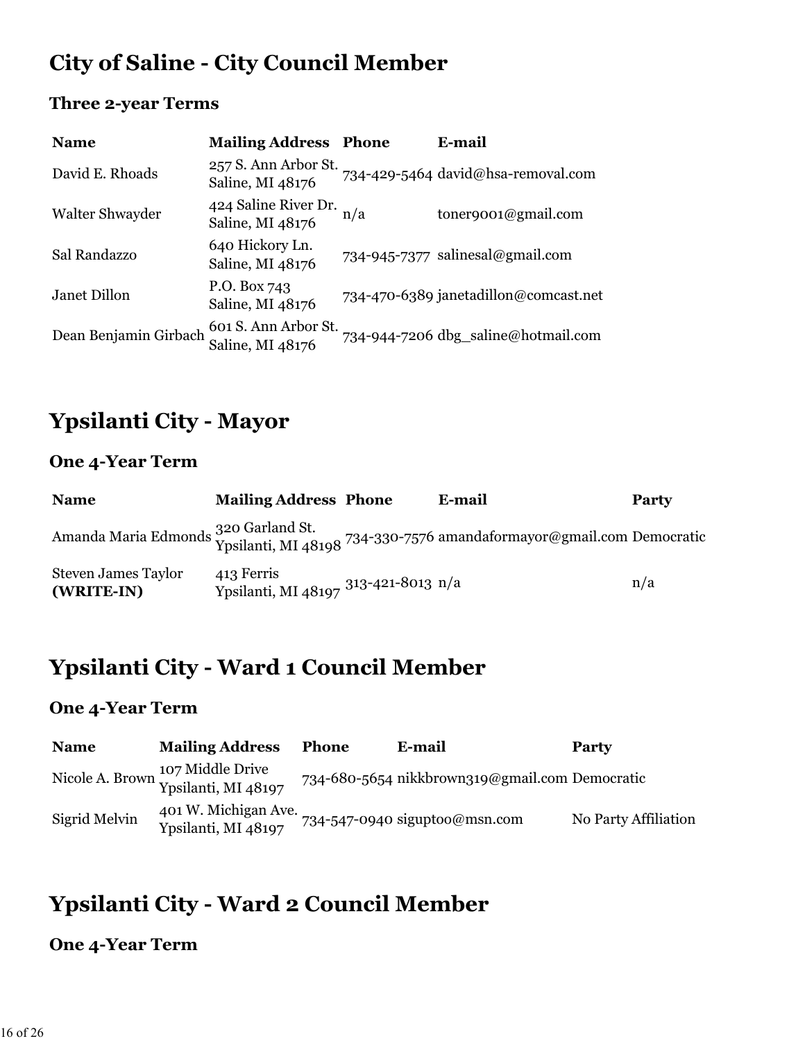## City of Saline - City Council Member

### Three 2-year Terms

| Name | Mailing Address | Phone | E-mail |
|---|---|---|---|
| David E. Rhoads | 257 S. Ann Arbor St. Saline, MI 48176 | 734-429-5464 | david@hsa-removal.com |
| Walter Shwayder | 424 Saline River Dr. Saline, MI 48176 | n/a | toner9001@gmail.com |
| Sal Randazzo | 640 Hickory Ln. Saline, MI 48176 | 734-945-7377 | salinesal@gmail.com |
| Janet Dillon | P.O. Box 743 Saline, MI 48176 | 734-470-6389 | janetadillon@comcast.net |
| Dean Benjamin Girbach | 601 S. Ann Arbor St. Saline, MI 48176 | 734-944-7206 | dbg_saline@hotmail.com |

## Ypsilanti City - Mayor

### One 4-Year Term

| Name | Mailing Address | Phone | E-mail | Party |
|---|---|---|---|---|
| Amanda Maria Edmonds | 320 Garland St. Ypsilanti, MI 48198 | 734-330-7576 | amandaformayor@gmail.com | Democratic |
| Steven James Taylor **(WRITE-IN)** | 413 Ferris Ypsilanti, MI 48197 | 313-421-8013 | n/a | n/a |

## Ypsilanti City - Ward 1 Council Member

### One 4-Year Term

| Name | Mailing Address | Phone | E-mail | Party |
|---|---|---|---|---|
| Nicole A. Brown | 107 Middle Drive Ypsilanti, MI 48197 | 734-680-5654 | nikkbrown319@gmail.com | Democratic |
| Sigrid Melvin | 401 W. Michigan Ave. Ypsilanti, MI 48197 | 734-547-0940 | siguptoo@msn.com | No Party Affiliation |

## Ypsilanti City - Ward 2 Council Member

### One 4-Year Term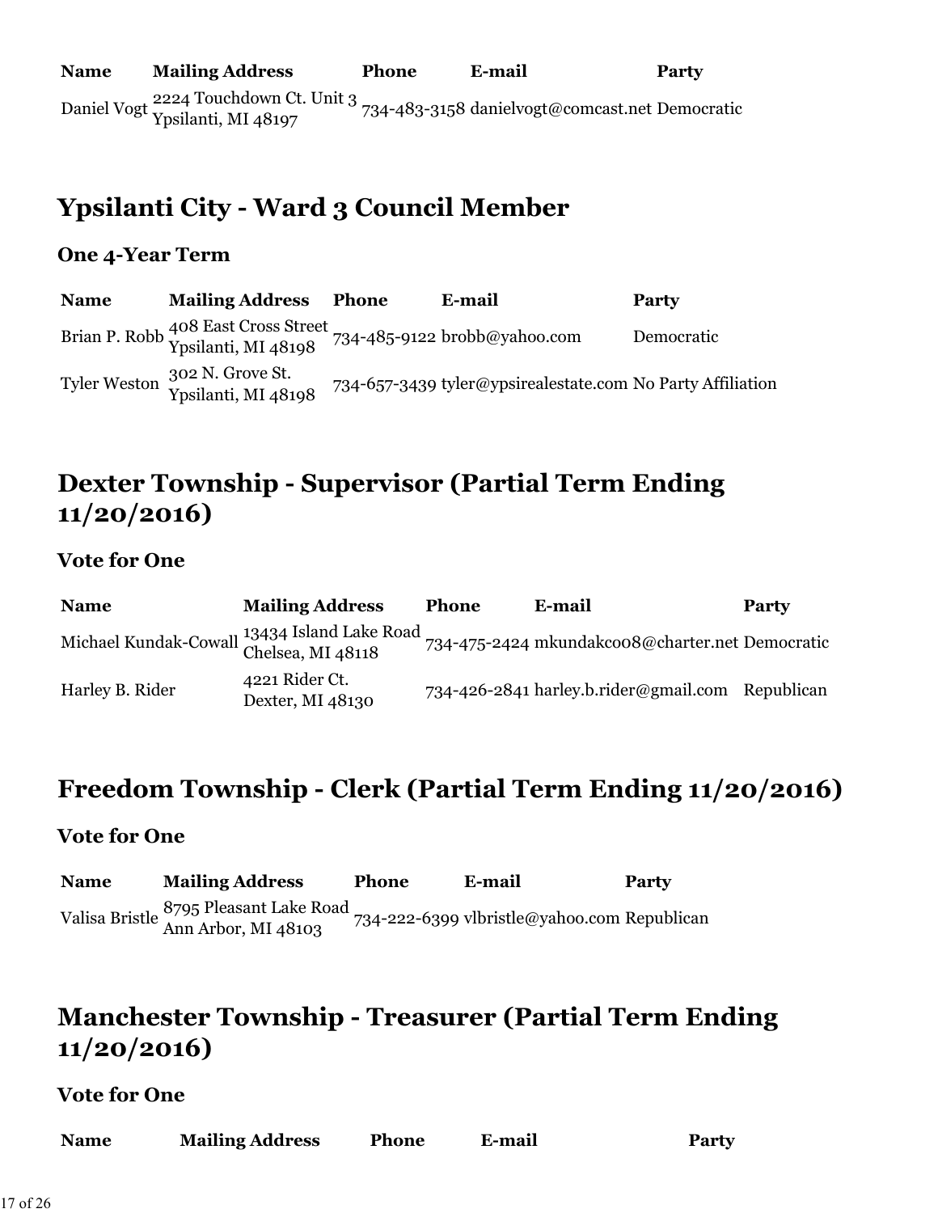| Name | Mailing Address | Phone | E-mail | Party |
| --- | --- | --- | --- | --- |
| Daniel Vogt | 2224 Touchdown Ct. Unit 3 Ypsilanti, MI 48197 | 734-483-3158 | danielvogt@comcast.net | Democratic |

## Ypsilanti City - Ward 3 Council Member

### One 4-Year Term

| Name | Mailing Address | Phone | E-mail | Party |
| --- | --- | --- | --- | --- |
| Brian P. Robb | 408 East Cross Street Ypsilanti, MI 48198 | 734-485-9122 | brobb@yahoo.com | Democratic |
| Tyler Weston | 302 N. Grove St. Ypsilanti, MI 48198 | 734-657-3439 | tyler@ypsirealestate.com | No Party Affiliation |

## Dexter Township - Supervisor (Partial Term Ending 11/20/2016)

### Vote for One

| Name | Mailing Address | Phone | E-mail | Party |
| --- | --- | --- | --- | --- |
| Michael Kundak-Cowall | 13434 Island Lake Road Chelsea, MI 48118 | 734-475-2424 | mkundakco08@charter.net | Democratic |
| Harley B. Rider | 4221 Rider Ct. Dexter, MI 48130 | 734-426-2841 | harley.b.rider@gmail.com | Republican |

## Freedom Township - Clerk (Partial Term Ending 11/20/2016)

### Vote for One

| Name | Mailing Address | Phone | E-mail | Party |
| --- | --- | --- | --- | --- |
| Valisa Bristle | 8795 Pleasant Lake Road Ann Arbor, MI 48103 | 734-222-6399 | vlbristle@yahoo.com | Republican |

## Manchester Township - Treasurer (Partial Term Ending 11/20/2016)

### Vote for One

| Name | Mailing Address | Phone | E-mail | Party |
| --- | --- | --- | --- | --- |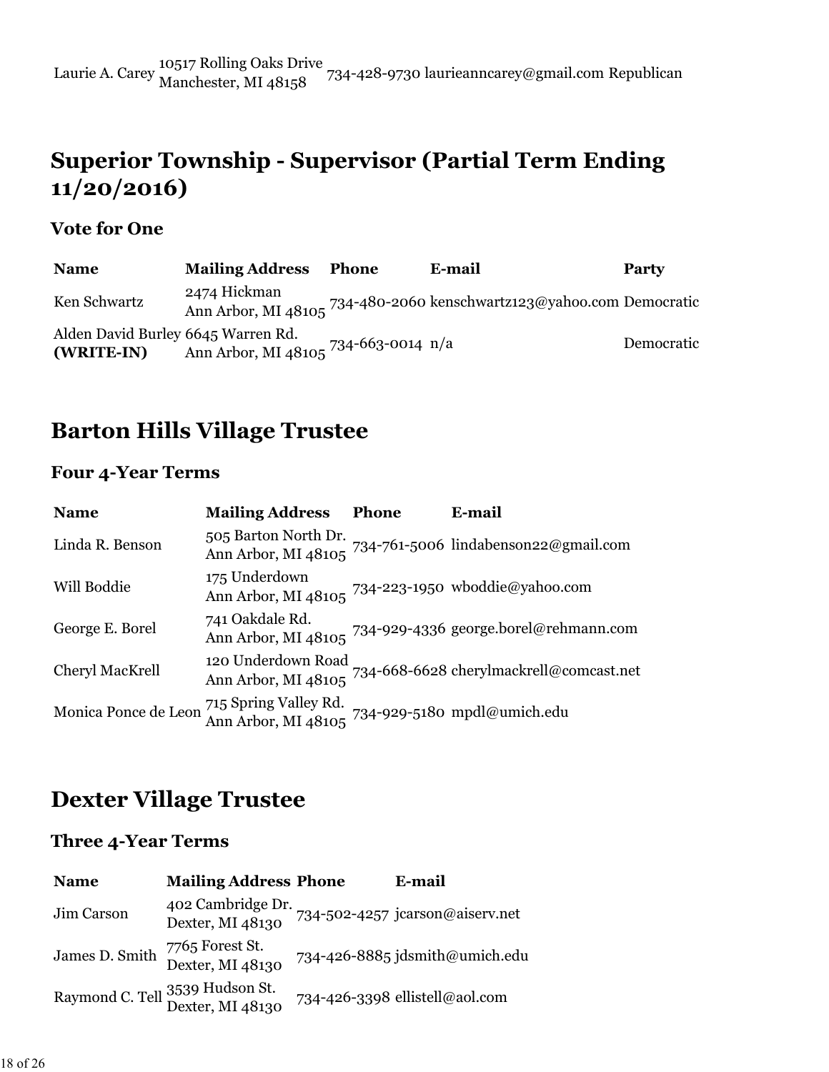| | | | | |
|---|---|---|---|---|
| Laurie A. Carey | 10517 Rolling Oaks Drive<br>Manchester, MI 48158 | 734-428-9730 | laurieanncarey@gmail.com | Republican |

## Superior Township - Supervisor (Partial Term Ending 11/20/2016)

### Vote for One

| Name | Mailing Address | Phone | E-mail | Party |
|---|---|---|---|---|
| Ken Schwartz | 2474 Hickman<br>Ann Arbor, MI 48105 | 734-480-2060 | kenschwartz123@yahoo.com | Democratic |
| Alden David Burley **(WRITE-IN)** | 6645 Warren Rd.<br>Ann Arbor, MI 48105 | 734-663-0014 | n/a | Democratic |

## Barton Hills Village Trustee

### Four 4-Year Terms

| Name | Mailing Address | Phone | E-mail |
|---|---|---|---|
| Linda R. Benson | 505 Barton North Dr.<br>Ann Arbor, MI 48105 | 734-761-5006 | lindabenson22@gmail.com |
| Will Boddie | 175 Underdown<br>Ann Arbor, MI 48105 | 734-223-1950 | wboddie@yahoo.com |
| George E. Borel | 741 Oakdale Rd.<br>Ann Arbor, MI 48105 | 734-929-4336 | george.borel@rehmann.com |
| Cheryl MacKrell | 120 Underdown Road<br>Ann Arbor, MI 48105 | 734-668-6628 | cherylmackrell@comcast.net |
| Monica Ponce de Leon | 715 Spring Valley Rd.<br>Ann Arbor, MI 48105 | 734-929-5180 | mpdl@umich.edu |

## Dexter Village Trustee

### Three 4-Year Terms

| Name | Mailing Address | Phone | E-mail |
|---|---|---|---|
| Jim Carson | 402 Cambridge Dr.<br>Dexter, MI 48130 | 734-502-4257 | jcarson@aiserv.net |
| James D. Smith | 7765 Forest St.<br>Dexter, MI 48130 | 734-426-8885 | jdsmith@umich.edu |
| Raymond C. Tell | 3539 Hudson St.<br>Dexter, MI 48130 | 734-426-3398 | ellistell@aol.com |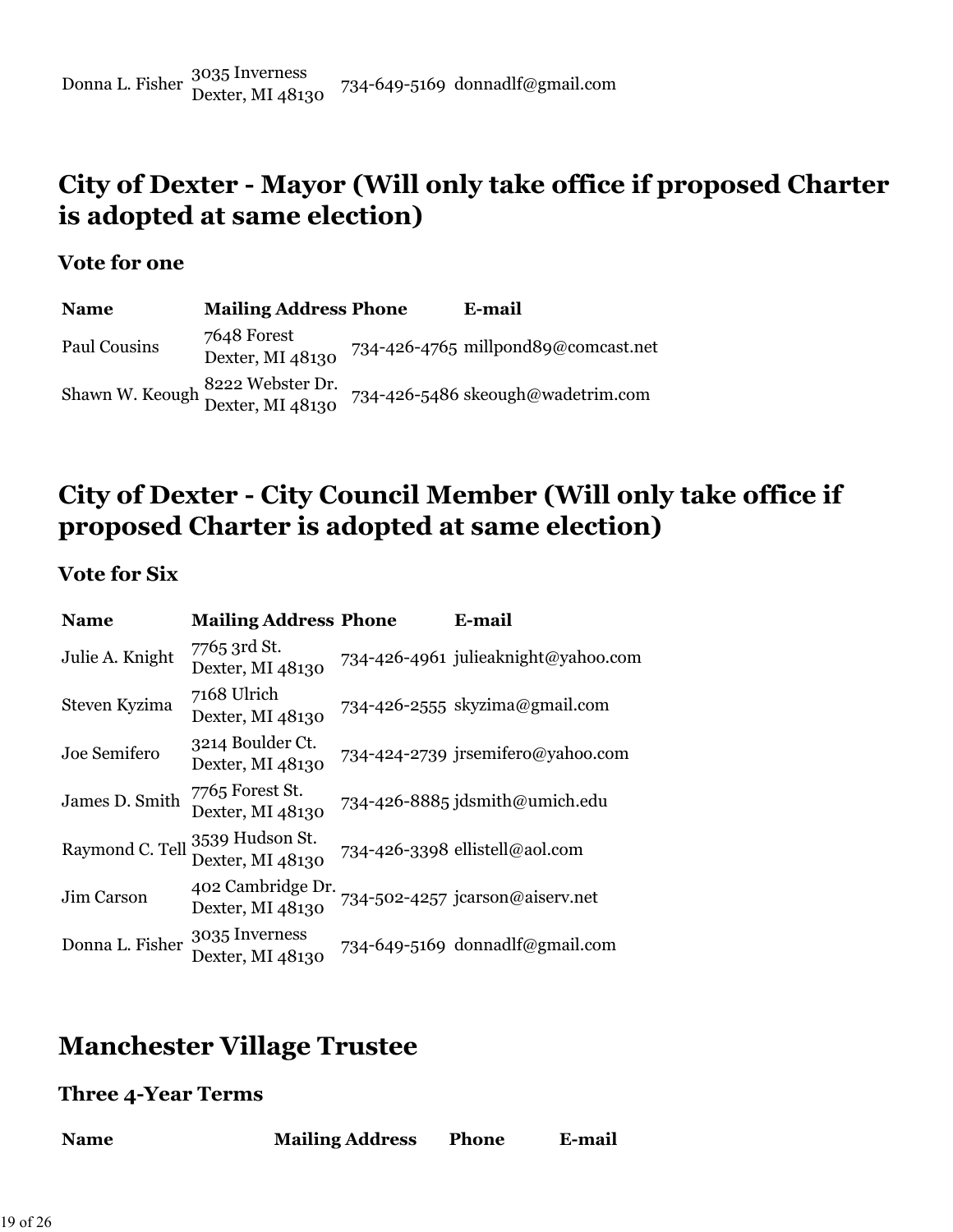| Donna L. Fisher | 3035 Inverness Dexter, MI 48130 | 734-649-5169 | donnadlf@gmail.com |
|---|---|---|---|

## City of Dexter - Mayor (Will only take office if proposed Charter is adopted at same election)

### Vote for one

| Name | Mailing Address | Phone | E-mail |
|---|---|---|---|
| Paul Cousins | 7648 Forest Dexter, MI 48130 | 734-426-4765 | millpond89@comcast.net |
| Shawn W. Keough | 8222 Webster Dr. Dexter, MI 48130 | 734-426-5486 | skeough@wadetrim.com |

## City of Dexter - City Council Member (Will only take office if proposed Charter is adopted at same election)

### Vote for Six

| Name | Mailing Address | Phone | E-mail |
|---|---|---|---|
| Julie A. Knight | 7765 3rd St. Dexter, MI 48130 | 734-426-4961 | julieaknight@yahoo.com |
| Steven Kyzima | 7168 Ulrich Dexter, MI 48130 | 734-426-2555 | skyzima@gmail.com |
| Joe Semifero | 3214 Boulder Ct. Dexter, MI 48130 | 734-424-2739 | jrsemifero@yahoo.com |
| James D. Smith | 7765 Forest St. Dexter, MI 48130 | 734-426-8885 | jdsmith@umich.edu |
| Raymond C. Tell | 3539 Hudson St. Dexter, MI 48130 | 734-426-3398 | ellistell@aol.com |
| Jim Carson | 402 Cambridge Dr. Dexter, MI 48130 | 734-502-4257 | jcarson@aiserv.net |
| Donna L. Fisher | 3035 Inverness Dexter, MI 48130 | 734-649-5169 | donnadlf@gmail.com |

## Manchester Village Trustee

### Three 4-Year Terms

| Name | Mailing Address | Phone | E-mail |
|---|---|---|---|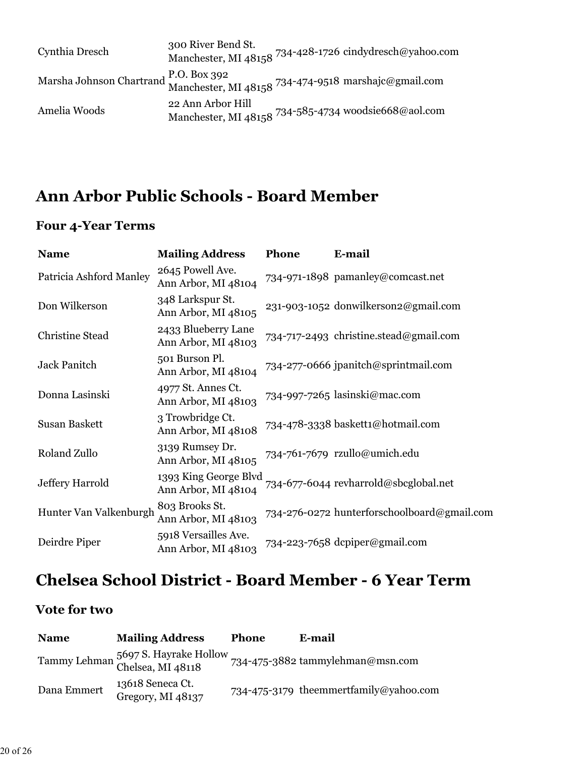| | | | |
|---|---|---|---|
| Cynthia Dresch | 300 River Bend St. Manchester, MI 48158 | 734-428-1726 | cindydresch@yahoo.com |
| Marsha Johnson Chartrand | P.O. Box 392 Manchester, MI 48158 | 734-474-9518 | marshajc@gmail.com |
| Amelia Woods | 22 Ann Arbor Hill Manchester, MI 48158 | 734-585-4734 | woodsie668@aol.com |

# Ann Arbor Public Schools - Board Member

### Four 4-Year Terms

| Name | Mailing Address | Phone | E-mail |
|---|---|---|---|
| Patricia Ashford Manley | 2645 Powell Ave. Ann Arbor, MI 48104 | 734-971-1898 | pamanley@comcast.net |
| Don Wilkerson | 348 Larkspur St. Ann Arbor, MI 48105 | 231-903-1052 | donwilkerson2@gmail.com |
| Christine Stead | 2433 Blueberry Lane Ann Arbor, MI 48103 | 734-717-2493 | christine.stead@gmail.com |
| Jack Panitch | 501 Burson Pl. Ann Arbor, MI 48104 | 734-277-0666 | jpanitch@sprintmail.com |
| Donna Lasinski | 4977 St. Annes Ct. Ann Arbor, MI 48103 | 734-997-7265 | lasinski@mac.com |
| Susan Baskett | 3 Trowbridge Ct. Ann Arbor, MI 48108 | 734-478-3338 | baskett1@hotmail.com |
| Roland Zullo | 3139 Rumsey Dr. Ann Arbor, MI 48105 | 734-761-7679 | rzullo@umich.edu |
| Jeffery Harrold | 1393 King George Blvd Ann Arbor, MI 48104 | 734-677-6044 | revharrold@sbcglobal.net |
| Hunter Van Valkenburgh | 803 Brooks St. Ann Arbor, MI 48103 | 734-276-0272 | hunterforschoolboard@gmail.com |
| Deirdre Piper | 5918 Versailles Ave. Ann Arbor, MI 48103 | 734-223-7658 | dcpiper@gmail.com |

# Chelsea School District - Board Member - 6 Year Term

### Vote for two

| Name | Mailing Address | Phone | E-mail |
|---|---|---|---|
| Tammy Lehman | 5697 S. Hayrake Hollow Chelsea, MI 48118 | 734-475-3882 | tammylehman@msn.com |
| Dana Emmert | 13618 Seneca Ct. Gregory, MI 48137 | 734-475-3179 | theemmertfamily@yahoo.com |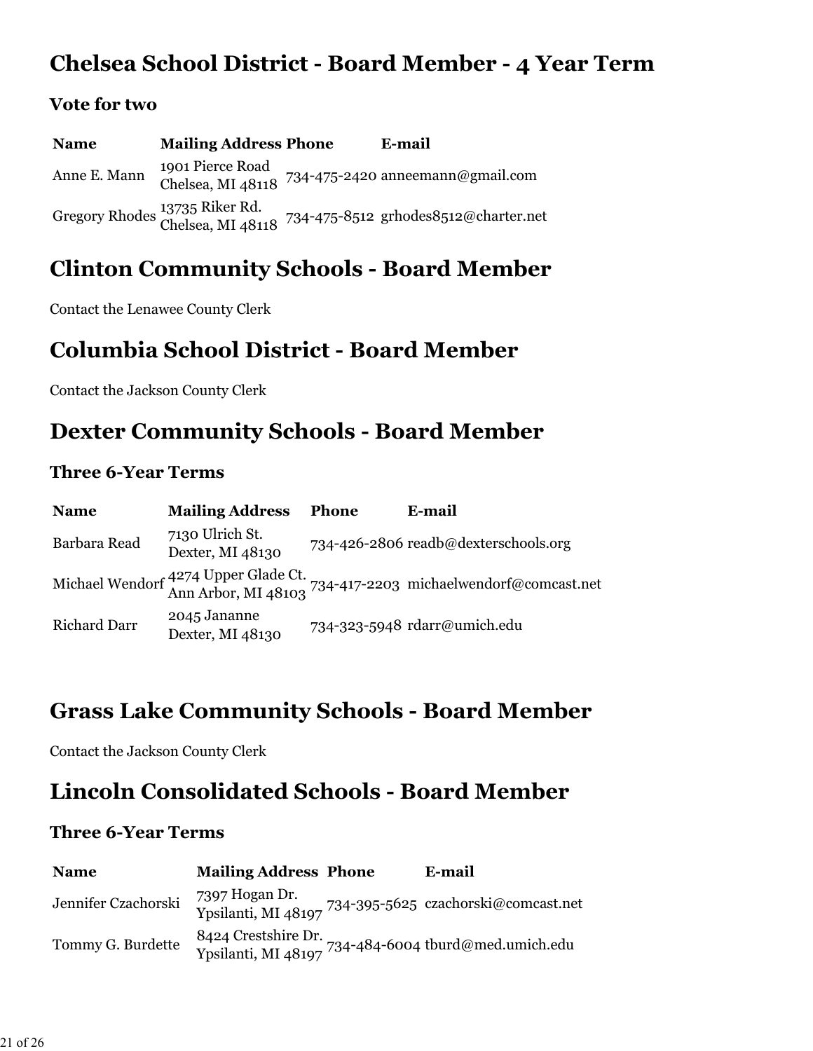## Chelsea School District - Board Member - 4 Year Term

### Vote for two

| Name | Mailing Address | Phone | E-mail |
|---|---|---|---|
| Anne E. Mann | 1901 Pierce Road Chelsea, MI 48118 | 734-475-2420 | anneemann@gmail.com |
| Gregory Rhodes | 13735 Riker Rd. Chelsea, MI 48118 | 734-475-8512 | grhodes8512@charter.net |

## Clinton Community Schools - Board Member

Contact the Lenawee County Clerk

## Columbia School District - Board Member

Contact the Jackson County Clerk

## Dexter Community Schools - Board Member

### Three 6-Year Terms

| Name | Mailing Address | Phone | E-mail |
|---|---|---|---|
| Barbara Read | 7130 Ulrich St. Dexter, MI 48130 | 734-426-2806 | readb@dexterschools.org |
| Michael Wendorf | 4274 Upper Glade Ct. Ann Arbor, MI 48103 | 734-417-2203 | michaelwendorf@comcast.net |
| Richard Darr | 2045 Jananne Dexter, MI 48130 | 734-323-5948 | rdarr@umich.edu |

## Grass Lake Community Schools - Board Member

Contact the Jackson County Clerk

## Lincoln Consolidated Schools - Board Member

### Three 6-Year Terms

| Name | Mailing Address | Phone | E-mail |
|---|---|---|---|
| Jennifer Czachorski | 7397 Hogan Dr. Ypsilanti, MI 48197 | 734-395-5625 | czachorski@comcast.net |
| Tommy G. Burdette | 8424 Crestshire Dr. Ypsilanti, MI 48197 | 734-484-6004 | tburd@med.umich.edu |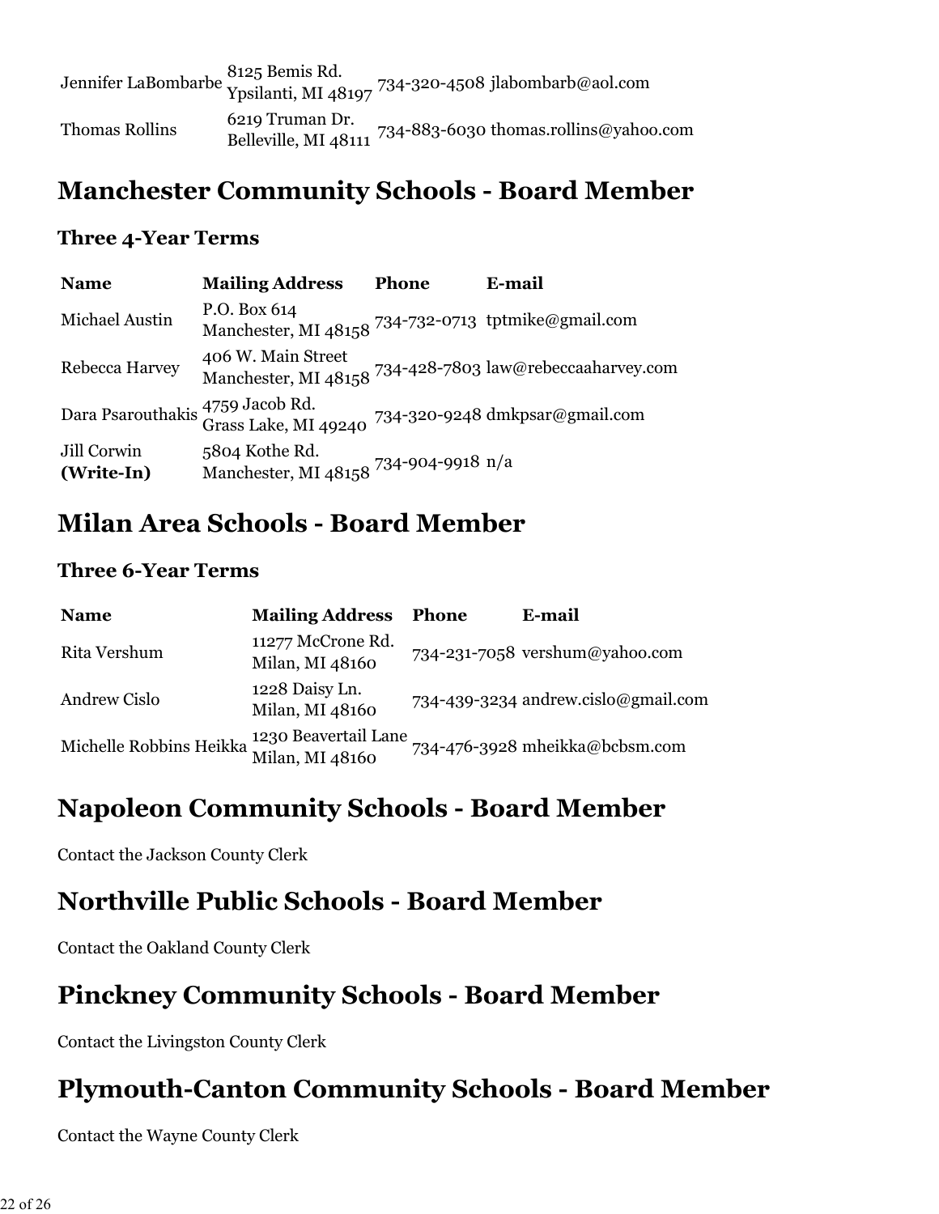| | | | |
|---|---|---|---|
| Jennifer LaBombarbe | 8125 Bemis Rd.<br>Ypsilanti, MI 48197 | 734-320-4508 | jlabombarb@aol.com |
| Thomas Rollins | 6219 Truman Dr.<br>Belleville, MI 48111 | 734-883-6030 | thomas.rollins@yahoo.com |

# Manchester Community Schools - Board Member

### Three 4-Year Terms

| Name | Mailing Address | Phone | E-mail |
|---|---|---|---|
| Michael Austin | P.O. Box 614<br>Manchester, MI 48158 | 734-732-0713 | tptmike@gmail.com |
| Rebecca Harvey | 406 W. Main Street<br>Manchester, MI 48158 | 734-428-7803 | law@rebeccaaharvey.com |
| Dara Psarouthakis | 4759 Jacob Rd.<br>Grass Lake, MI 49240 | 734-320-9248 | dmkpsar@gmail.com |
| Jill Corwin<br>**(Write-In)** | 5804 Kothe Rd.<br>Manchester, MI 48158 | 734-904-9918 | n/a |

# Milan Area Schools - Board Member

### Three 6-Year Terms

| Name | Mailing Address | Phone | E-mail |
|---|---|---|---|
| Rita Vershum | 11277 McCrone Rd.<br>Milan, MI 48160 | 734-231-7058 | vershum@yahoo.com |
| Andrew Cislo | 1228 Daisy Ln.<br>Milan, MI 48160 | 734-439-3234 | andrew.cislo@gmail.com |
| Michelle Robbins Heikka | 1230 Beavertail Lane<br>Milan, MI 48160 | 734-476-3928 | mheikka@bcbsm.com |

# Napoleon Community Schools - Board Member

Contact the Jackson County Clerk

# Northville Public Schools - Board Member

Contact the Oakland County Clerk

# Pinckney Community Schools - Board Member

Contact the Livingston County Clerk

# Plymouth-Canton Community Schools - Board Member

Contact the Wayne County Clerk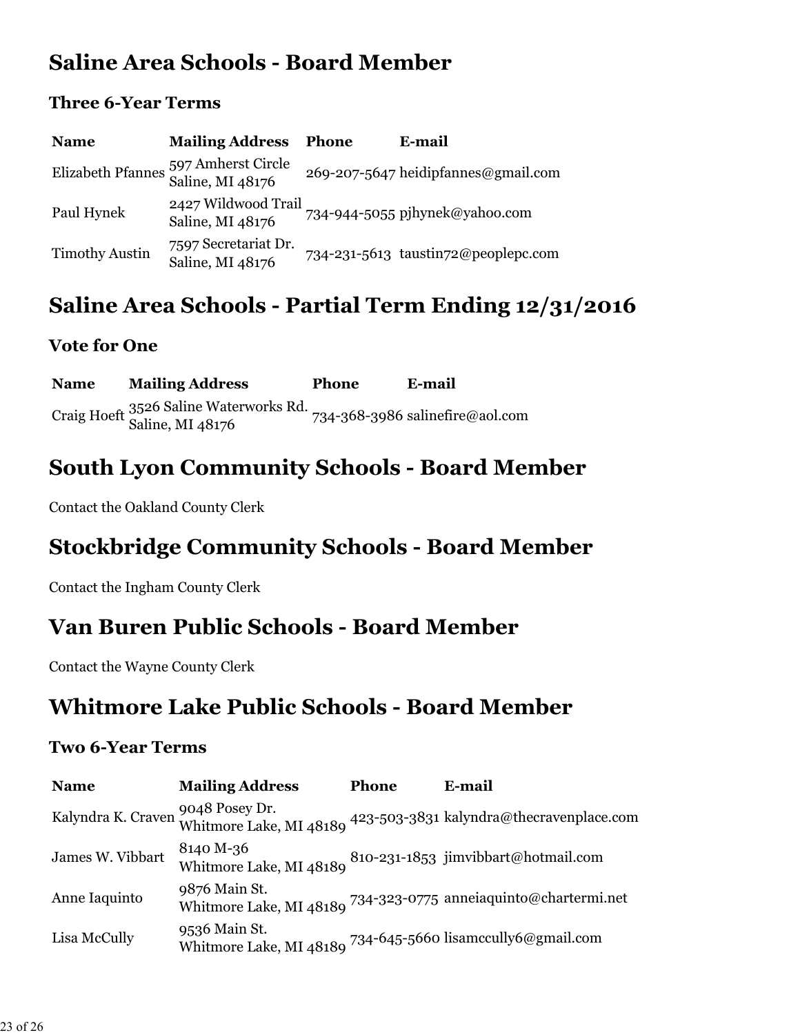## Saline Area Schools - Board Member

### Three 6-Year Terms

| Name | Mailing Address | Phone | E-mail |
|---|---|---|---|
| Elizabeth Pfannes | 597 Amherst Circle Saline, MI 48176 | 269-207-5647 | heidipfannes@gmail.com |
| Paul Hynek | 2427 Wildwood Trail Saline, MI 48176 | 734-944-5055 | pjhynek@yahoo.com |
| Timothy Austin | 7597 Secretariat Dr. Saline, MI 48176 | 734-231-5613 | taustin72@peoplepc.com |

## Saline Area Schools - Partial Term Ending 12/31/2016

### Vote for One

| Name | Mailing Address | Phone | E-mail |
|---|---|---|---|
| Craig Hoeft | 3526 Saline Waterworks Rd. Saline, MI 48176 | 734-368-3986 | salinefire@aol.com |

## South Lyon Community Schools - Board Member

Contact the Oakland County Clerk

## Stockbridge Community Schools - Board Member

Contact the Ingham County Clerk

## Van Buren Public Schools - Board Member

Contact the Wayne County Clerk

## Whitmore Lake Public Schools - Board Member

### Two 6-Year Terms

| Name | Mailing Address | Phone | E-mail |
|---|---|---|---|
| Kalyndra K. Craven | 9048 Posey Dr. Whitmore Lake, MI 48189 | 423-503-3831 | kalyndra@thecravenplace.com |
| James W. Vibbart | 8140 M-36 Whitmore Lake, MI 48189 | 810-231-1853 | jimvibbart@hotmail.com |
| Anne Iaquinto | 9876 Main St. Whitmore Lake, MI 48189 | 734-323-0775 | anneiaquinto@chartermi.net |
| Lisa McCully | 9536 Main St. Whitmore Lake, MI 48189 | 734-645-5660 | lisamccully6@gmail.com |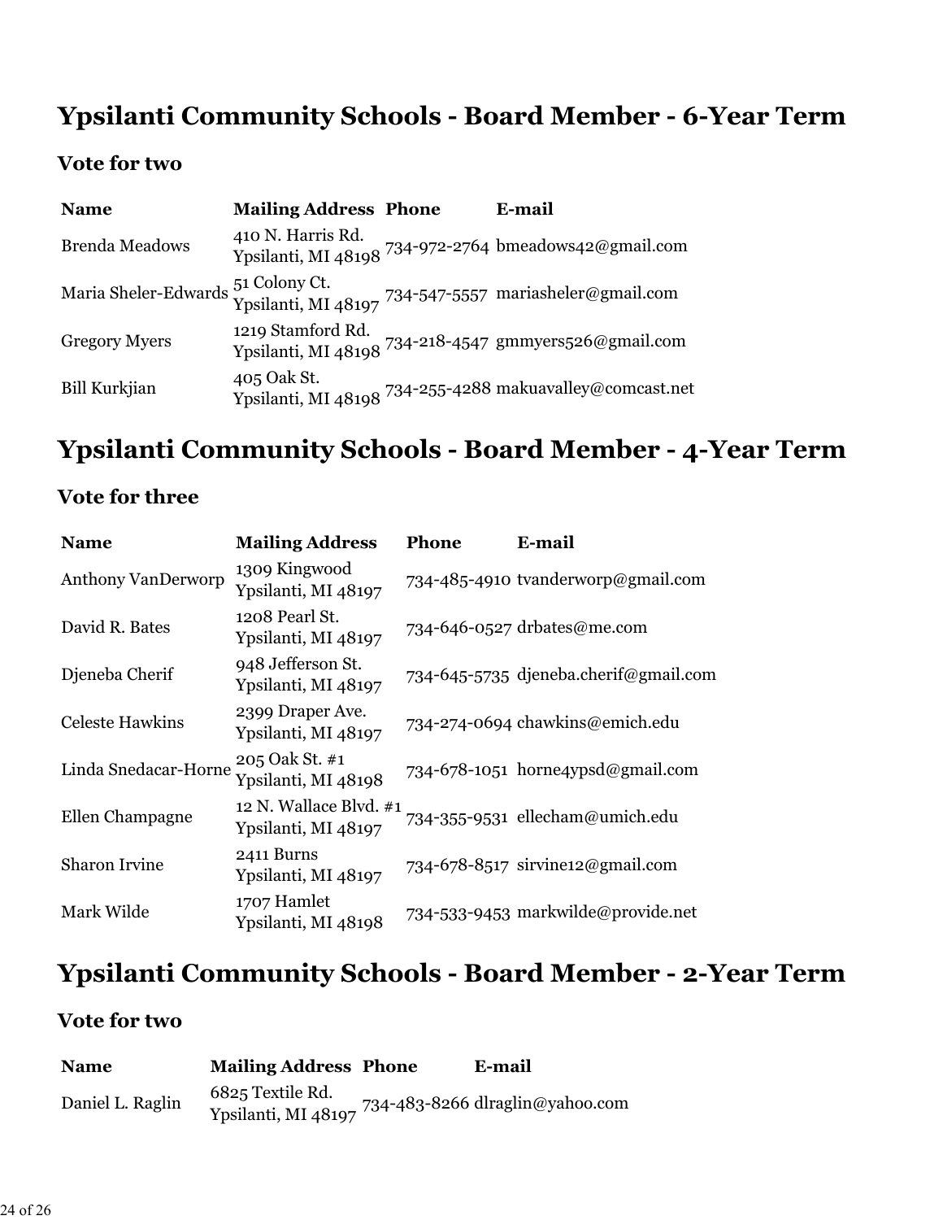## Ypsilanti Community Schools - Board Member - 6-Year Term

### Vote for two

| Name | Mailing Address | Phone | E-mail |
|---|---|---|---|
| Brenda Meadows | 410 N. Harris Rd.<br>Ypsilanti, MI 48198 | 734-972-2764 | bmeadows42@gmail.com |
| Maria Sheler-Edwards | 51 Colony Ct.<br>Ypsilanti, MI 48197 | 734-547-5557 | mariasheler@gmail.com |
| Gregory Myers | 1219 Stamford Rd.<br>Ypsilanti, MI 48198 | 734-218-4547 | gmmyers526@gmail.com |
| Bill Kurkjian | 405 Oak St.<br>Ypsilanti, MI 48198 | 734-255-4288 | makuavalley@comcast.net |

## Ypsilanti Community Schools - Board Member - 4-Year Term

### Vote for three

| Name | Mailing Address | Phone | E-mail |
|---|---|---|---|
| Anthony VanDerworp | 1309 Kingwood<br>Ypsilanti, MI 48197 | 734-485-4910 | tvanderworp@gmail.com |
| David R. Bates | 1208 Pearl St.<br>Ypsilanti, MI 48197 | 734-646-0527 | drbates@me.com |
| Djeneba Cherif | 948 Jefferson St.<br>Ypsilanti, MI 48197 | 734-645-5735 | djeneba.cherif@gmail.com |
| Celeste Hawkins | 2399 Draper Ave.<br>Ypsilanti, MI 48197 | 734-274-0694 | chawkins@emich.edu |
| Linda Snedacar-Horne | 205 Oak St. #1<br>Ypsilanti, MI 48198 | 734-678-1051 | horne4ypsd@gmail.com |
| Ellen Champagne | 12 N. Wallace Blvd. #1<br>Ypsilanti, MI 48197 | 734-355-9531 | ellecham@umich.edu |
| Sharon Irvine | 2411 Burns<br>Ypsilanti, MI 48197 | 734-678-8517 | sirvine12@gmail.com |
| Mark Wilde | 1707 Hamlet<br>Ypsilanti, MI 48198 | 734-533-9453 | markwilde@provide.net |

## Ypsilanti Community Schools - Board Member - 2-Year Term

### Vote for two

| Name | Mailing Address | Phone | E-mail |
|---|---|---|---|
| Daniel L. Raglin | 6825 Textile Rd.<br>Ypsilanti, MI 48197 | 734-483-8266 | dlraglin@yahoo.com |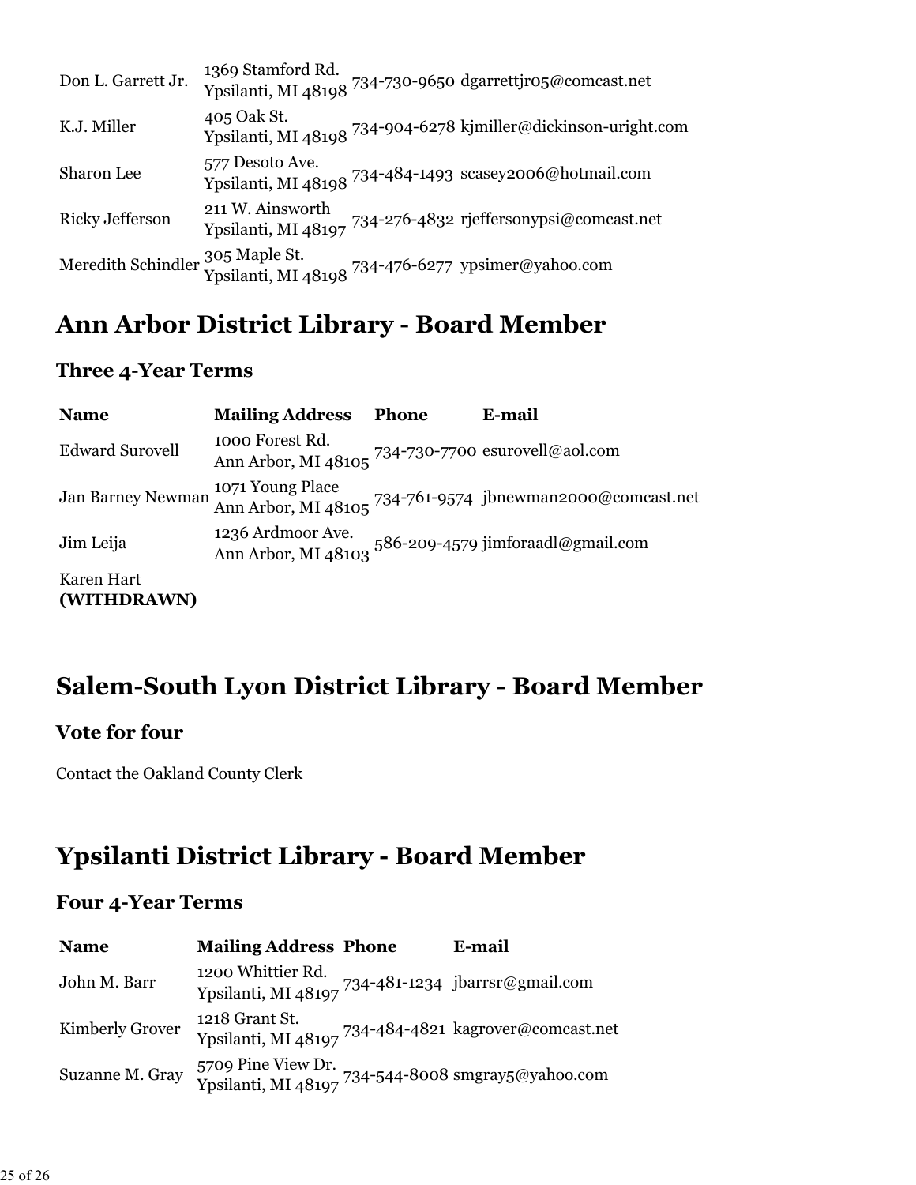| | | | |
|---|---|---|---|
| Don L. Garrett Jr. | 1369 Stamford Rd.<br>Ypsilanti, MI 48198 | 734-730-9650 | dgarrettjr05@comcast.net |
| K.J. Miller | 405 Oak St.<br>Ypsilanti, MI 48198 | 734-904-6278 | kjmiller@dickinson-uright.com |
| Sharon Lee | 577 Desoto Ave.<br>Ypsilanti, MI 48198 | 734-484-1493 | scasey2006@hotmail.com |
| Ricky Jefferson | 211 W. Ainsworth<br>Ypsilanti, MI 48197 | 734-276-4832 | rjeffersonypsi@comcast.net |
| Meredith Schindler | 305 Maple St.<br>Ypsilanti, MI 48198 | 734-476-6277 | ypsimer@yahoo.com |

## Ann Arbor District Library - Board Member

### Three 4-Year Terms

| Name | Mailing Address | Phone | E-mail |
|---|---|---|---|
| Edward Surovell | 1000 Forest Rd.<br>Ann Arbor, MI 48105 | 734-730-7700 | esurovell@aol.com |
| Jan Barney Newman | 1071 Young Place<br>Ann Arbor, MI 48105 | 734-761-9574 | jbnewman2000@comcast.net |
| Jim Leija | 1236 Ardmoor Ave.<br>Ann Arbor, MI 48103 | 586-209-4579 | jimforaadl@gmail.com |
| Karen Hart **(WITHDRAWN)** | | | |

## Salem-South Lyon District Library - Board Member

### Vote for four

Contact the Oakland County Clerk

## Ypsilanti District Library - Board Member

### Four 4-Year Terms

| Name | Mailing Address | Phone | E-mail |
|---|---|---|---|
| John M. Barr | 1200 Whittier Rd.<br>Ypsilanti, MI 48197 | 734-481-1234 | jbarrsr@gmail.com |
| Kimberly Grover | 1218 Grant St.<br>Ypsilanti, MI 48197 | 734-484-4821 | kagrover@comcast.net |
| Suzanne M. Gray | 5709 Pine View Dr.<br>Ypsilanti, MI 48197 | 734-544-8008 | smgray5@yahoo.com |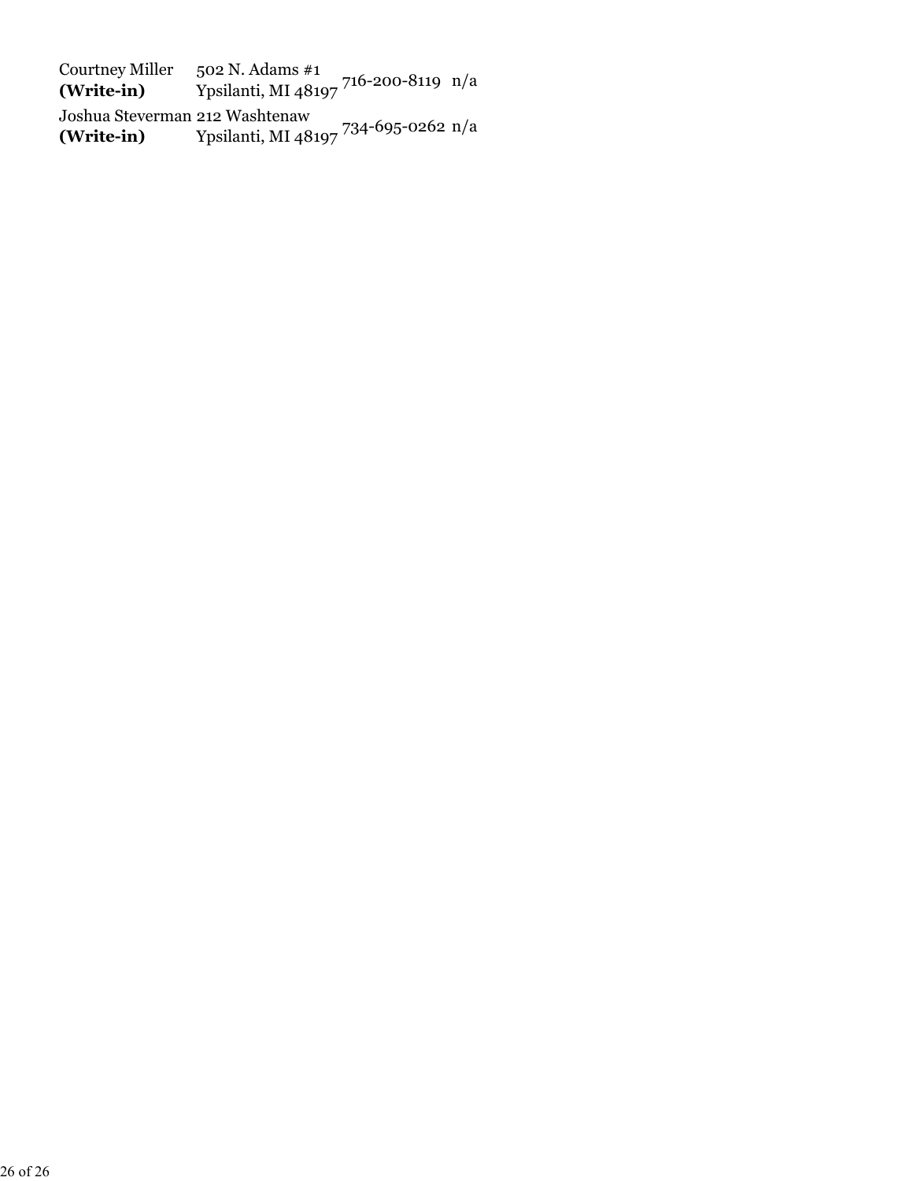| | | | |
|---|---|---|---|
| Courtney Miller **(Write-in)** | 502 N. Adams #1 Ypsilanti, MI 48197 | 716-200-8119 | n/a |
| Joshua Steverman **(Write-in)** | 212 Washtenaw Ypsilanti, MI 48197 | 734-695-0262 | n/a |